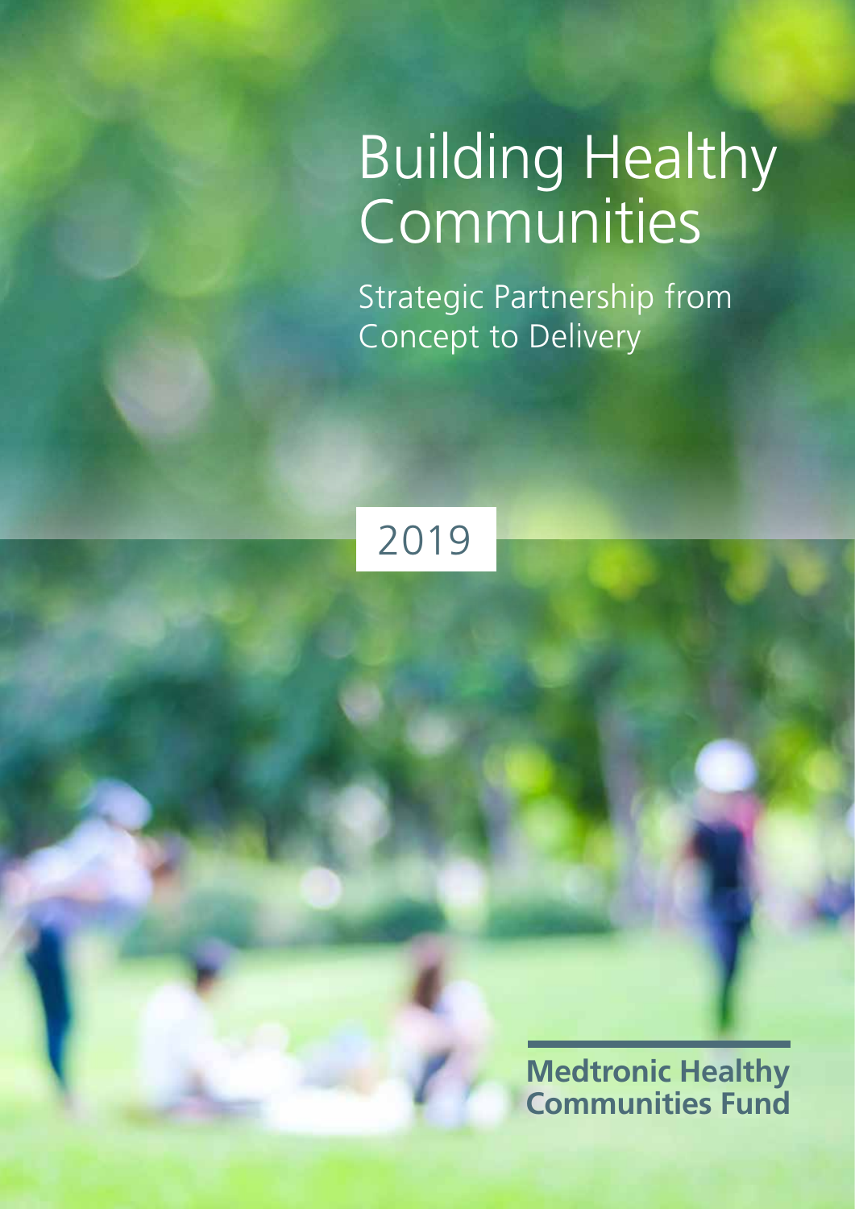# Building Healthy Communities

Strategic Partnership from Concept to Delivery

2019

**Medtronic Healthy Communities Fund**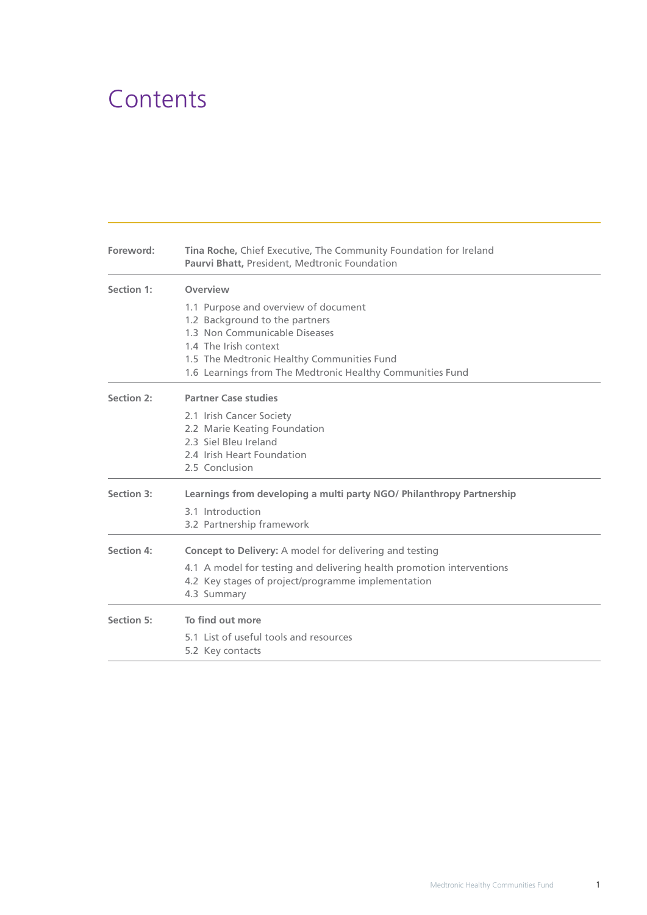# Contents

| | |
|---|---|
| **Foreword:** | **Tina Roche,** Chief Executive, The Community Foundation for Ireland<br>**Paurvi Bhatt,** President, Medtronic Foundation |
| **Section 1:** | **Overview**<br>1.1 Purpose and overview of document<br>1.2 Background to the partners<br>1.3 Non Communicable Diseases<br>1.4 The Irish context<br>1.5 The Medtronic Healthy Communities Fund<br>1.6 Learnings from The Medtronic Healthy Communities Fund |
| **Section 2:** | **Partner Case studies**<br>2.1 Irish Cancer Society<br>2.2 Marie Keating Foundation<br>2.3 Siel Bleu Ireland<br>2.4 Irish Heart Foundation<br>2.5 Conclusion |
| **Section 3:** | **Learnings from developing a multi party NGO/ Philanthropy Partnership**<br>3.1 Introduction<br>3.2 Partnership framework |
| **Section 4:** | **Concept to Delivery:** A model for delivering and testing<br>4.1 A model for testing and delivering health promotion interventions<br>4.2 Key stages of project/programme implementation<br>4.3 Summary |
| **Section 5:** | **To find out more**<br>5.1 List of useful tools and resources<br>5.2 Key contacts |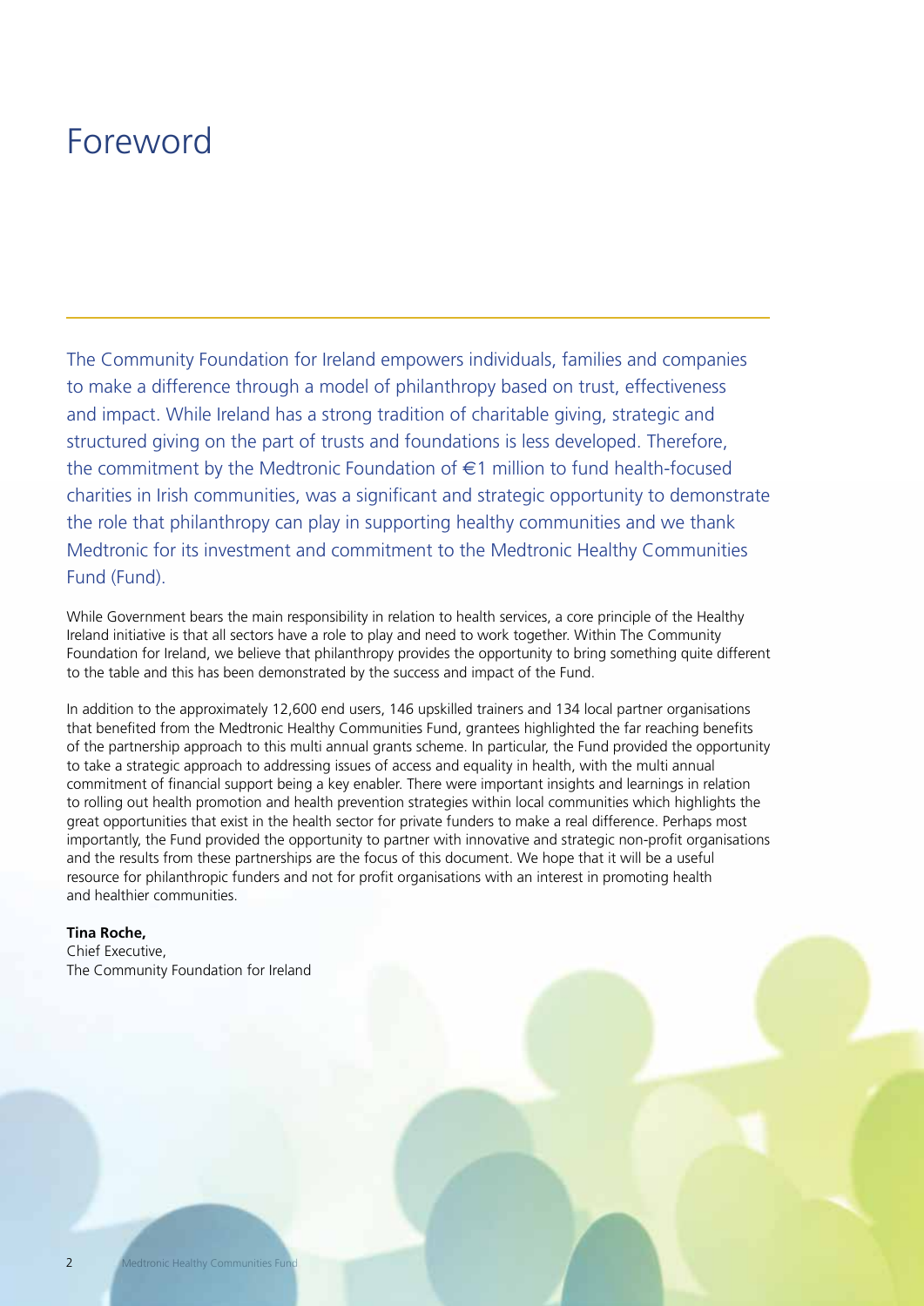# Foreword

The Community Foundation for Ireland empowers individuals, families and companies to make a difference through a model of philanthropy based on trust, effectiveness and impact. While Ireland has a strong tradition of charitable giving, strategic and structured giving on the part of trusts and foundations is less developed. Therefore, the commitment by the Medtronic Foundation of €1 million to fund health-focused charities in Irish communities, was a significant and strategic opportunity to demonstrate the role that philanthropy can play in supporting healthy communities and we thank Medtronic for its investment and commitment to the Medtronic Healthy Communities Fund (Fund).

While Government bears the main responsibility in relation to health services, a core principle of the Healthy Ireland initiative is that all sectors have a role to play and need to work together. Within The Community Foundation for Ireland, we believe that philanthropy provides the opportunity to bring something quite different to the table and this has been demonstrated by the success and impact of the Fund.

In addition to the approximately 12,600 end users, 146 upskilled trainers and 134 local partner organisations that benefited from the Medtronic Healthy Communities Fund, grantees highlighted the far reaching benefits of the partnership approach to this multi annual grants scheme. In particular, the Fund provided the opportunity to take a strategic approach to addressing issues of access and equality in health, with the multi annual commitment of financial support being a key enabler. There were important insights and learnings in relation to rolling out health promotion and health prevention strategies within local communities which highlights the great opportunities that exist in the health sector for private funders to make a real difference. Perhaps most importantly, the Fund provided the opportunity to partner with innovative and strategic non-profit organisations and the results from these partnerships are the focus of this document. We hope that it will be a useful resource for philanthropic funders and not for profit organisations with an interest in promoting health and healthier communities.

**Tina Roche,**
Chief Executive,
The Community Foundation for Ireland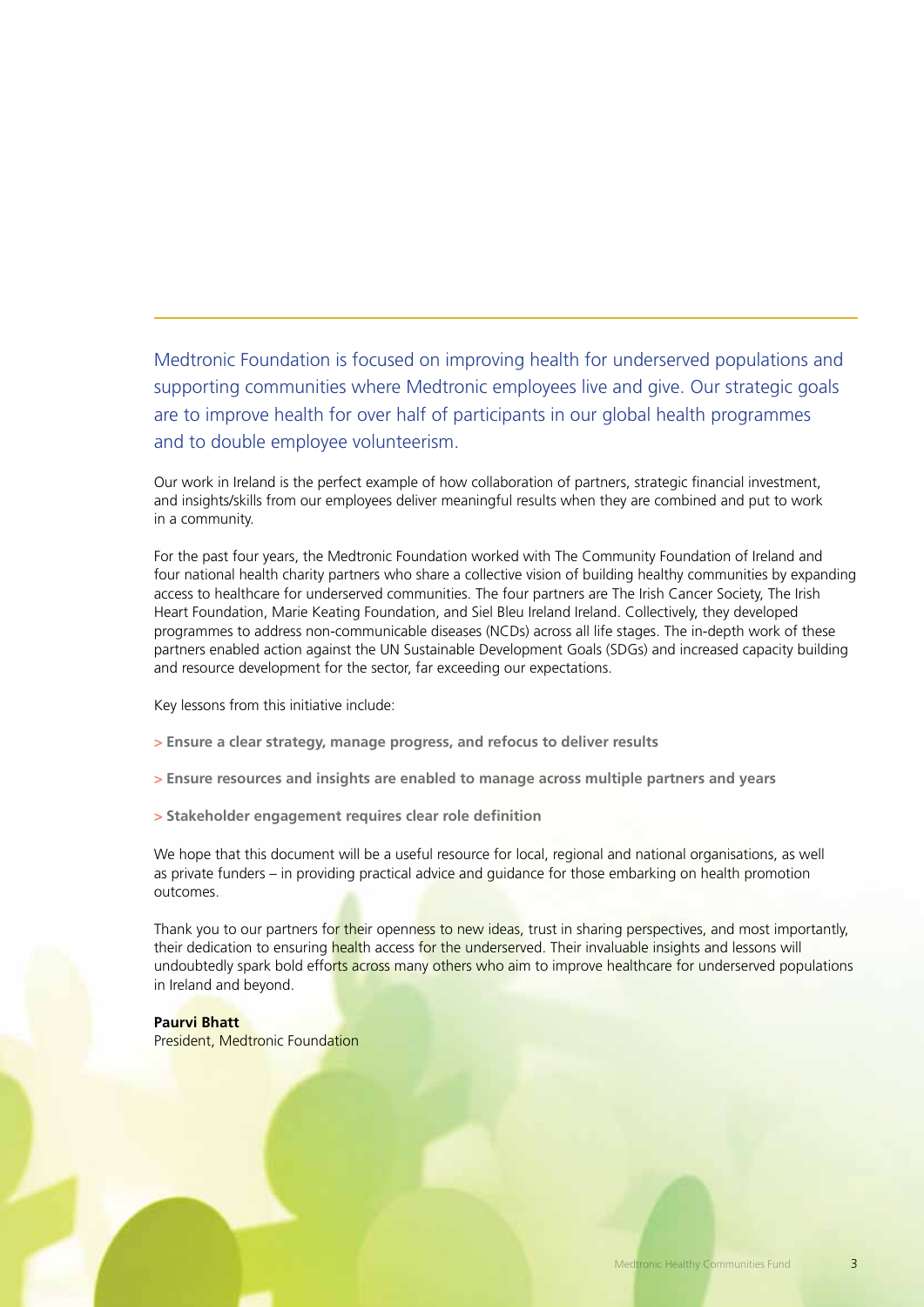Medtronic Foundation is focused on improving health for underserved populations and supporting communities where Medtronic employees live and give. Our strategic goals are to improve health for over half of participants in our global health programmes and to double employee volunteerism.

Our work in Ireland is the perfect example of how collaboration of partners, strategic financial investment, and insights/skills from our employees deliver meaningful results when they are combined and put to work in a community.

For the past four years, the Medtronic Foundation worked with The Community Foundation of Ireland and four national health charity partners who share a collective vision of building healthy communities by expanding access to healthcare for underserved communities. The four partners are The Irish Cancer Society, The Irish Heart Foundation, Marie Keating Foundation, and Siel Bleu Ireland Ireland. Collectively, they developed programmes to address non-communicable diseases (NCDs) across all life stages. The in-depth work of these partners enabled action against the UN Sustainable Development Goals (SDGs) and increased capacity building and resource development for the sector, far exceeding our expectations.

Key lessons from this initiative include:

- **Ensure a clear strategy, manage progress, and refocus to deliver results**
- **Ensure resources and insights are enabled to manage across multiple partners and years**
- **Stakeholder engagement requires clear role definition**

We hope that this document will be a useful resource for local, regional and national organisations, as well as private funders – in providing practical advice and guidance for those embarking on health promotion outcomes.

Thank you to our partners for their openness to new ideas, trust in sharing perspectives, and most importantly, their dedication to ensuring health access for the underserved. Their invaluable insights and lessons will undoubtedly spark bold efforts across many others who aim to improve healthcare for underserved populations in Ireland and beyond.

**Paurvi Bhatt**
President, Medtronic Foundation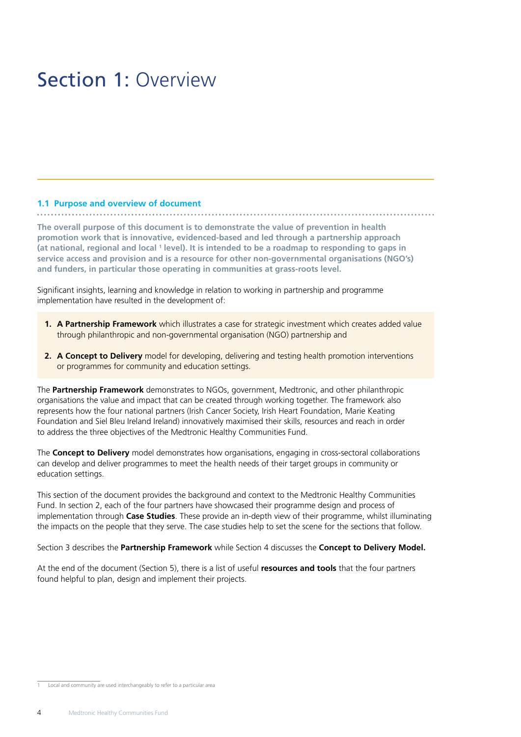# Section 1: Overview

## 1.1 Purpose and overview of document

**The overall purpose of this document is to demonstrate the value of prevention in health promotion work that is innovative, evidenced-based and led through a partnership approach (at national, regional and local [1] level). It is intended to be a roadmap to responding to gaps in service access and provision and is a resource for other non-governmental organisations (NGO's) and funders, in particular those operating in communities at grass-roots level.**

Significant insights, learning and knowledge in relation to working in partnership and programme implementation have resulted in the development of:

1. **A Partnership Framework** which illustrates a case for strategic investment which creates added value through philanthropic and non-governmental organisation (NGO) partnership and
2. **A Concept to Delivery** model for developing, delivering and testing health promotion interventions or programmes for community and education settings.

The **Partnership Framework** demonstrates to NGOs, government, Medtronic, and other philanthropic organisations the value and impact that can be created through working together. The framework also represents how the four national partners (Irish Cancer Society, Irish Heart Foundation, Marie Keating Foundation and Siel Bleu Ireland Ireland) innovatively maximised their skills, resources and reach in order to address the three objectives of the Medtronic Healthy Communities Fund.

The **Concept to Delivery** model demonstrates how organisations, engaging in cross-sectoral collaborations can develop and deliver programmes to meet the health needs of their target groups in community or education settings.

This section of the document provides the background and context to the Medtronic Healthy Communities Fund. In section 2, each of the four partners have showcased their programme design and process of implementation through **Case Studies**. These provide an in-depth view of their programme, whilst illuminating the impacts on the people that they serve. The case studies help to set the scene for the sections that follow.

Section 3 describes the **Partnership Framework** while Section 4 discusses the **Concept to Delivery Model.**

At the end of the document (Section 5), there is a list of useful **resources and tools** that the four partners found helpful to plan, design and implement their projects.

---

[1] Local and community are used interchangeably to refer to a particular area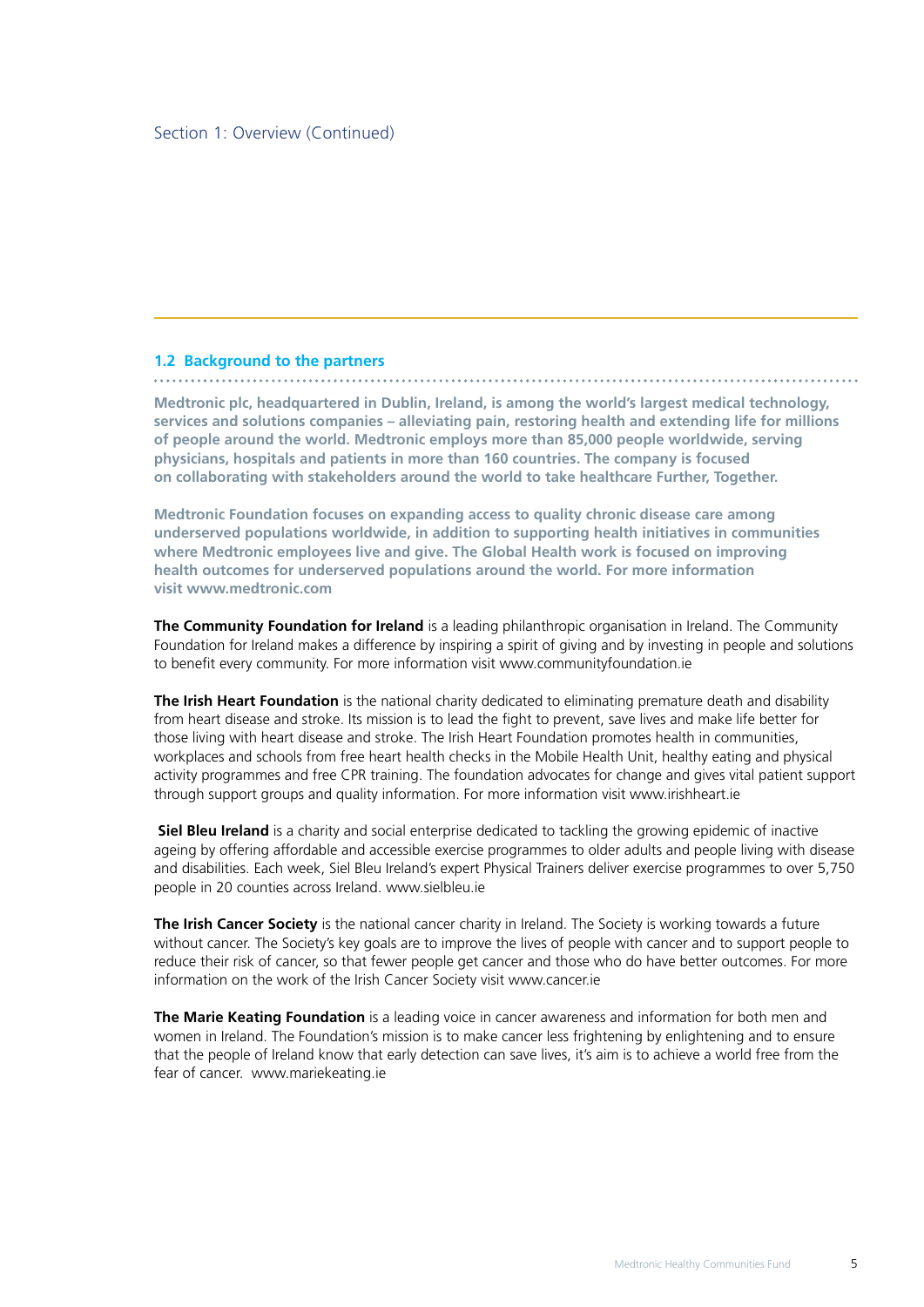## 1.2 Background to the partners

**Medtronic plc, headquartered in Dublin, Ireland, is among the world's largest medical technology, services and solutions companies – alleviating pain, restoring health and extending life for millions of people around the world. Medtronic employs more than 85,000 people worldwide, serving physicians, hospitals and patients in more than 160 countries. The company is focused on collaborating with stakeholders around the world to take healthcare Further, Together.**

**Medtronic Foundation focuses on expanding access to quality chronic disease care among underserved populations worldwide, in addition to supporting health initiatives in communities where Medtronic employees live and give. The Global Health work is focused on improving health outcomes for underserved populations around the world. For more information visit www.medtronic.com**

**The Community Foundation for Ireland** is a leading philanthropic organisation in Ireland. The Community Foundation for Ireland makes a difference by inspiring a spirit of giving and by investing in people and solutions to benefit every community. For more information visit www.communityfoundation.ie

**The Irish Heart Foundation** is the national charity dedicated to eliminating premature death and disability from heart disease and stroke. Its mission is to lead the fight to prevent, save lives and make life better for those living with heart disease and stroke. The Irish Heart Foundation promotes health in communities, workplaces and schools from free heart health checks in the Mobile Health Unit, healthy eating and physical activity programmes and free CPR training. The foundation advocates for change and gives vital patient support through support groups and quality information. For more information visit www.irishheart.ie

**Siel Bleu Ireland** is a charity and social enterprise dedicated to tackling the growing epidemic of inactive ageing by offering affordable and accessible exercise programmes to older adults and people living with disease and disabilities. Each week, Siel Bleu Ireland's expert Physical Trainers deliver exercise programmes to over 5,750 people in 20 counties across Ireland. www.sielbleu.ie

**The Irish Cancer Society** is the national cancer charity in Ireland. The Society is working towards a future without cancer. The Society's key goals are to improve the lives of people with cancer and to support people to reduce their risk of cancer, so that fewer people get cancer and those who do have better outcomes. For more information on the work of the Irish Cancer Society visit www.cancer.ie

**The Marie Keating Foundation** is a leading voice in cancer awareness and information for both men and women in Ireland. The Foundation's mission is to make cancer less frightening by enlightening and to ensure that the people of Ireland know that early detection can save lives, it's aim is to achieve a world free from the fear of cancer. www.mariekeating.ie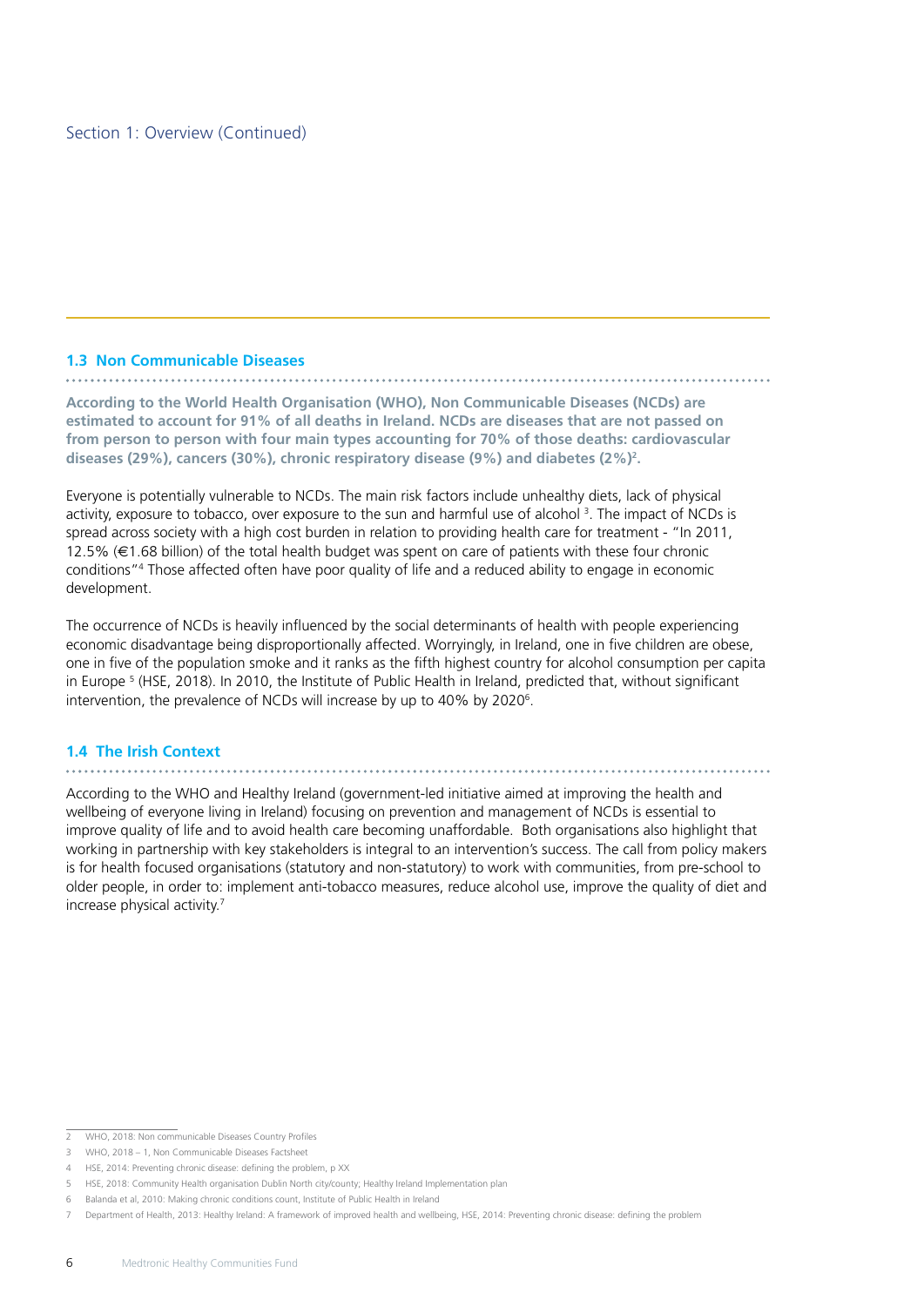## 1.3 Non Communicable Diseases

**According to the World Health Organisation (WHO), Non Communicable Diseases (NCDs) are estimated to account for 91% of all deaths in Ireland. NCDs are diseases that are not passed on from person to person with four main types accounting for 70% of those deaths: cardiovascular diseases (29%), cancers (30%), chronic respiratory disease (9%) and diabetes (2%)[2].**

Everyone is potentially vulnerable to NCDs. The main risk factors include unhealthy diets, lack of physical activity, exposure to tobacco, over exposure to the sun and harmful use of alcohol [3]. The impact of NCDs is spread across society with a high cost burden in relation to providing health care for treatment - "In 2011, 12.5% (€1.68 billion) of the total health budget was spent on care of patients with these four chronic conditions"[4] Those affected often have poor quality of life and a reduced ability to engage in economic development.

The occurrence of NCDs is heavily influenced by the social determinants of health with people experiencing economic disadvantage being disproportionally affected. Worryingly, in Ireland, one in five children are obese, one in five of the population smoke and it ranks as the fifth highest country for alcohol consumption per capita in Europe [5] (HSE, 2018). In 2010, the Institute of Public Health in Ireland, predicted that, without significant intervention, the prevalence of NCDs will increase by up to 40% by 2020[6].

## 1.4 The Irish Context

According to the WHO and Healthy Ireland (government-led initiative aimed at improving the health and wellbeing of everyone living in Ireland) focusing on prevention and management of NCDs is essential to improve quality of life and to avoid health care becoming unaffordable. Both organisations also highlight that working in partnership with key stakeholders is integral to an intervention's success. The call from policy makers is for health focused organisations (statutory and non-statutory) to work with communities, from pre-school to older people, in order to: implement anti-tobacco measures, reduce alcohol use, improve the quality of diet and increase physical activity.[7]

---

2 WHO, 2018: Non communicable Diseases Country Profiles

3 WHO, 2018 – 1, Non Communicable Diseases Factsheet

4 HSE, 2014: Preventing chronic disease: defining the problem, p XX

5 HSE, 2018: Community Health organisation Dublin North city/county; Healthy Ireland Implementation plan

6 Balanda et al, 2010: Making chronic conditions count, Institute of Public Health in Ireland

7 Department of Health, 2013: Healthy Ireland: A framework of improved health and wellbeing, HSE, 2014: Preventing chronic disease: defining the problem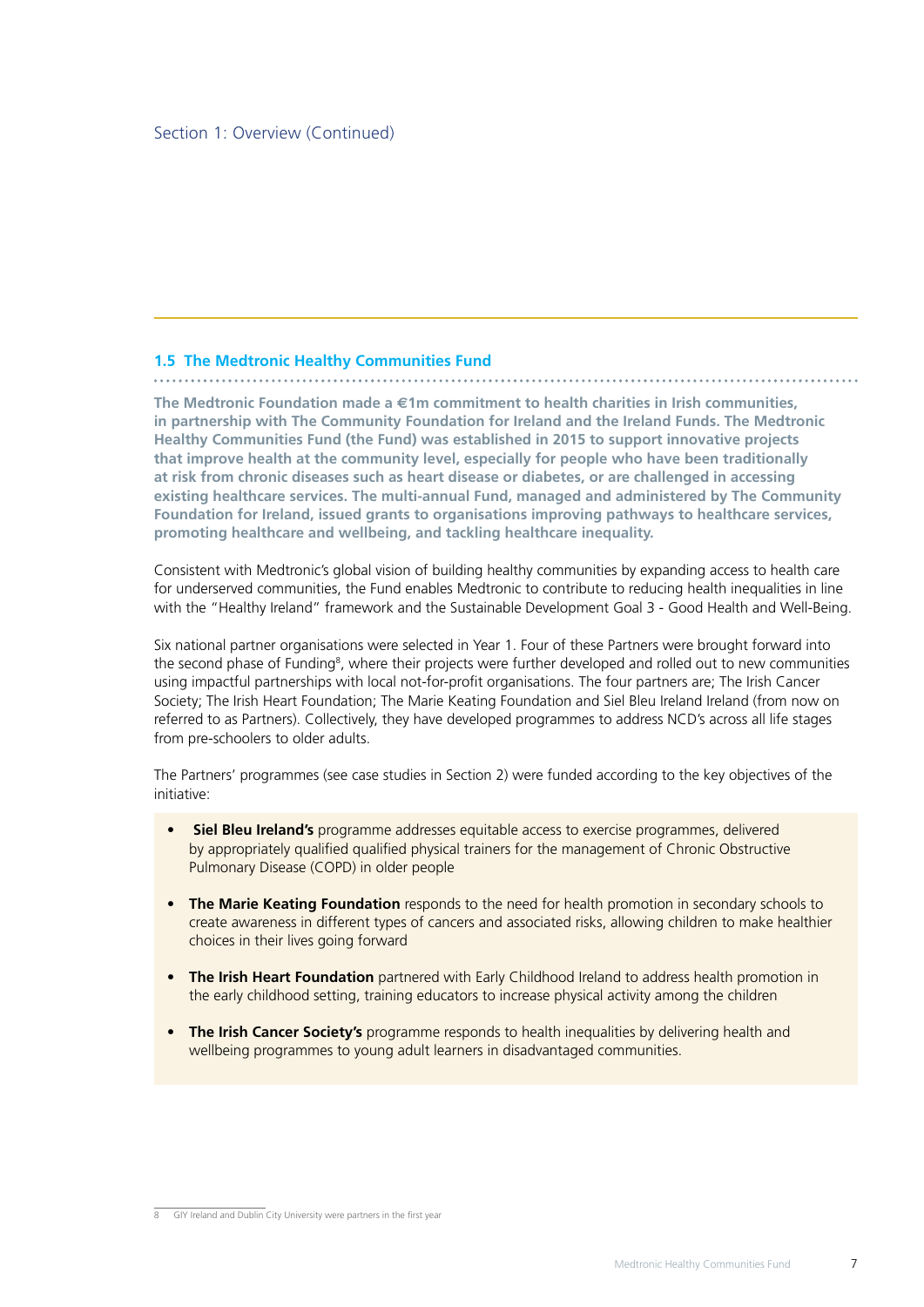## 1.5 The Medtronic Healthy Communities Fund

**The Medtronic Foundation made a €1m commitment to health charities in Irish communities, in partnership with The Community Foundation for Ireland and the Ireland Funds. The Medtronic Healthy Communities Fund (the Fund) was established in 2015 to support innovative projects that improve health at the community level, especially for people who have been traditionally at risk from chronic diseases such as heart disease or diabetes, or are challenged in accessing existing healthcare services. The multi-annual Fund, managed and administered by The Community Foundation for Ireland, issued grants to organisations improving pathways to healthcare services, promoting healthcare and wellbeing, and tackling healthcare inequality.**

Consistent with Medtronic's global vision of building healthy communities by expanding access to health care for underserved communities, the Fund enables Medtronic to contribute to reducing health inequalities in line with the "Healthy Ireland" framework and the Sustainable Development Goal 3 - Good Health and Well-Being.

Six national partner organisations were selected in Year 1. Four of these Partners were brought forward into the second phase of Funding[8], where their projects were further developed and rolled out to new communities using impactful partnerships with local not-for-profit organisations. The four partners are; The Irish Cancer Society; The Irish Heart Foundation; The Marie Keating Foundation and Siel Bleu Ireland Ireland (from now on referred to as Partners). Collectively, they have developed programmes to address NCD's across all life stages from pre-schoolers to older adults.

The Partners' programmes (see case studies in Section 2) were funded according to the key objectives of the initiative:

- **Siel Bleu Ireland's** programme addresses equitable access to exercise programmes, delivered by appropriately qualified qualified physical trainers for the management of Chronic Obstructive Pulmonary Disease (COPD) in older people
- **The Marie Keating Foundation** responds to the need for health promotion in secondary schools to create awareness in different types of cancers and associated risks, allowing children to make healthier choices in their lives going forward
- **The Irish Heart Foundation** partnered with Early Childhood Ireland to address health promotion in the early childhood setting, training educators to increase physical activity among the children
- **The Irish Cancer Society's** programme responds to health inequalities by delivering health and wellbeing programmes to young adult learners in disadvantaged communities.

[8] GIY Ireland and Dublin City University were partners in the first year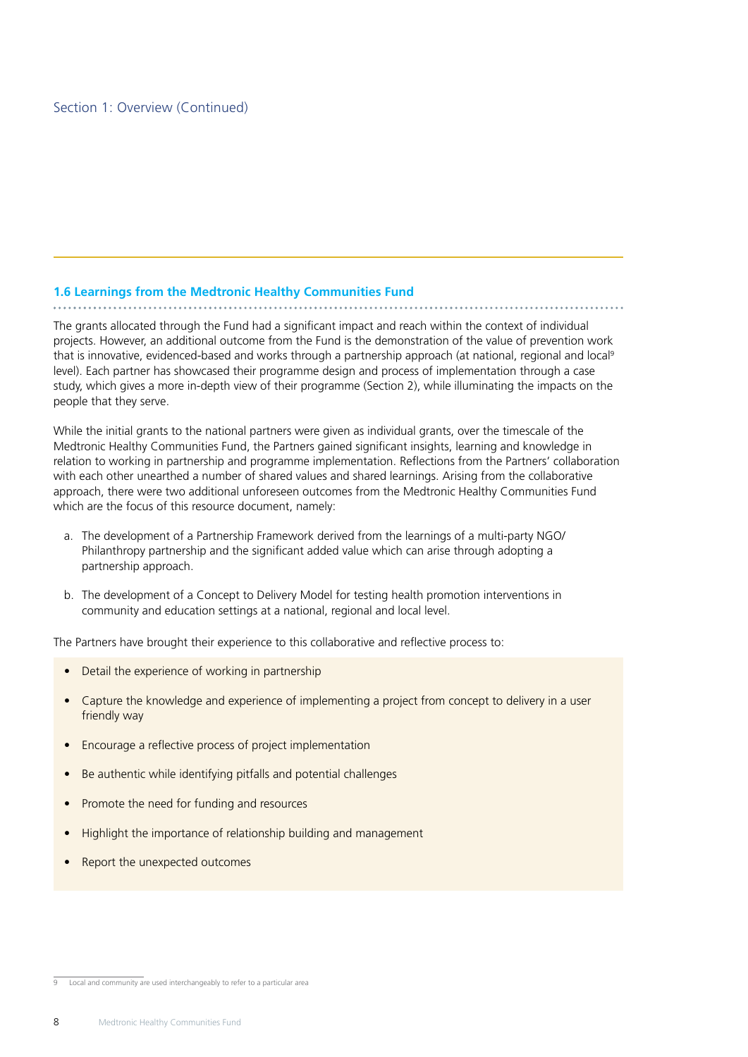## 1.6 Learnings from the Medtronic Healthy Communities Fund

The grants allocated through the Fund had a significant impact and reach within the context of individual projects. However, an additional outcome from the Fund is the demonstration of the value of prevention work that is innovative, evidenced-based and works through a partnership approach (at national, regional and local[9] level). Each partner has showcased their programme design and process of implementation through a case study, which gives a more in-depth view of their programme (Section 2), while illuminating the impacts on the people that they serve.

While the initial grants to the national partners were given as individual grants, over the timescale of the Medtronic Healthy Communities Fund, the Partners gained significant insights, learning and knowledge in relation to working in partnership and programme implementation. Reflections from the Partners' collaboration with each other unearthed a number of shared values and shared learnings. Arising from the collaborative approach, there were two additional unforeseen outcomes from the Medtronic Healthy Communities Fund which are the focus of this resource document, namely:

a. The development of a Partnership Framework derived from the learnings of a multi-party NGO/ Philanthropy partnership and the significant added value which can arise through adopting a partnership approach.

b. The development of a Concept to Delivery Model for testing health promotion interventions in community and education settings at a national, regional and local level.

The Partners have brought their experience to this collaborative and reflective process to:

- Detail the experience of working in partnership
- Capture the knowledge and experience of implementing a project from concept to delivery in a user friendly way
- Encourage a reflective process of project implementation
- Be authentic while identifying pitfalls and potential challenges
- Promote the need for funding and resources
- Highlight the importance of relationship building and management
- Report the unexpected outcomes

[9] Local and community are used interchangeably to refer to a particular area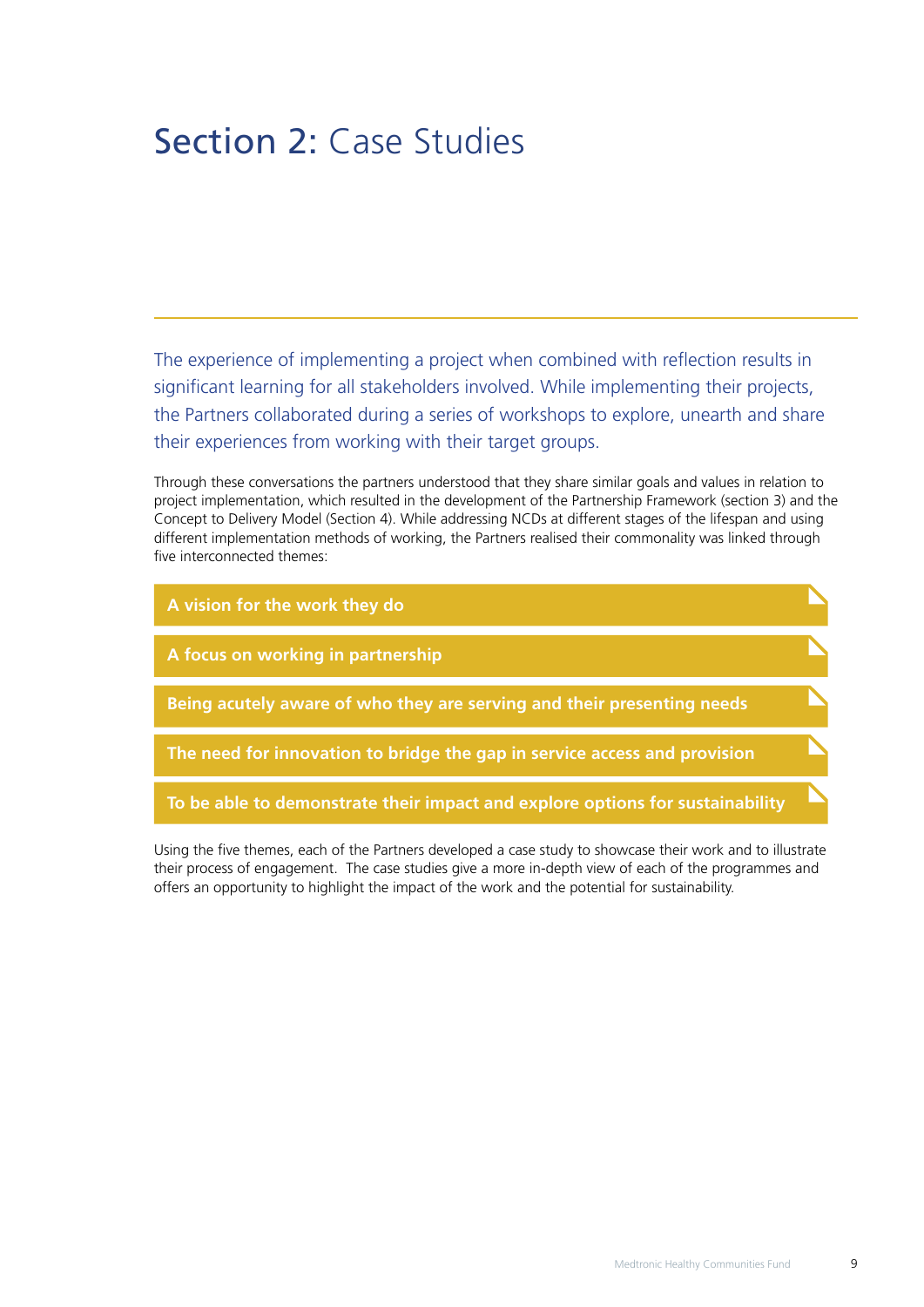# Section 2: Case Studies

The experience of implementing a project when combined with reflection results in significant learning for all stakeholders involved. While implementing their projects, the Partners collaborated during a series of workshops to explore, unearth and share their experiences from working with their target groups.

Through these conversations the partners understood that they share similar goals and values in relation to project implementation, which resulted in the development of the Partnership Framework (section 3) and the Concept to Delivery Model (Section 4). While addressing NCDs at different stages of the lifespan and using different implementation methods of working, the Partners realised their commonality was linked through five interconnected themes:

- **A vision for the work they do**
- **A focus on working in partnership**
- **Being acutely aware of who they are serving and their presenting needs**
- **The need for innovation to bridge the gap in service access and provision**
- **To be able to demonstrate their impact and explore options for sustainability**

Using the five themes, each of the Partners developed a case study to showcase their work and to illustrate their process of engagement. The case studies give a more in-depth view of each of the programmes and offers an opportunity to highlight the impact of the work and the potential for sustainability.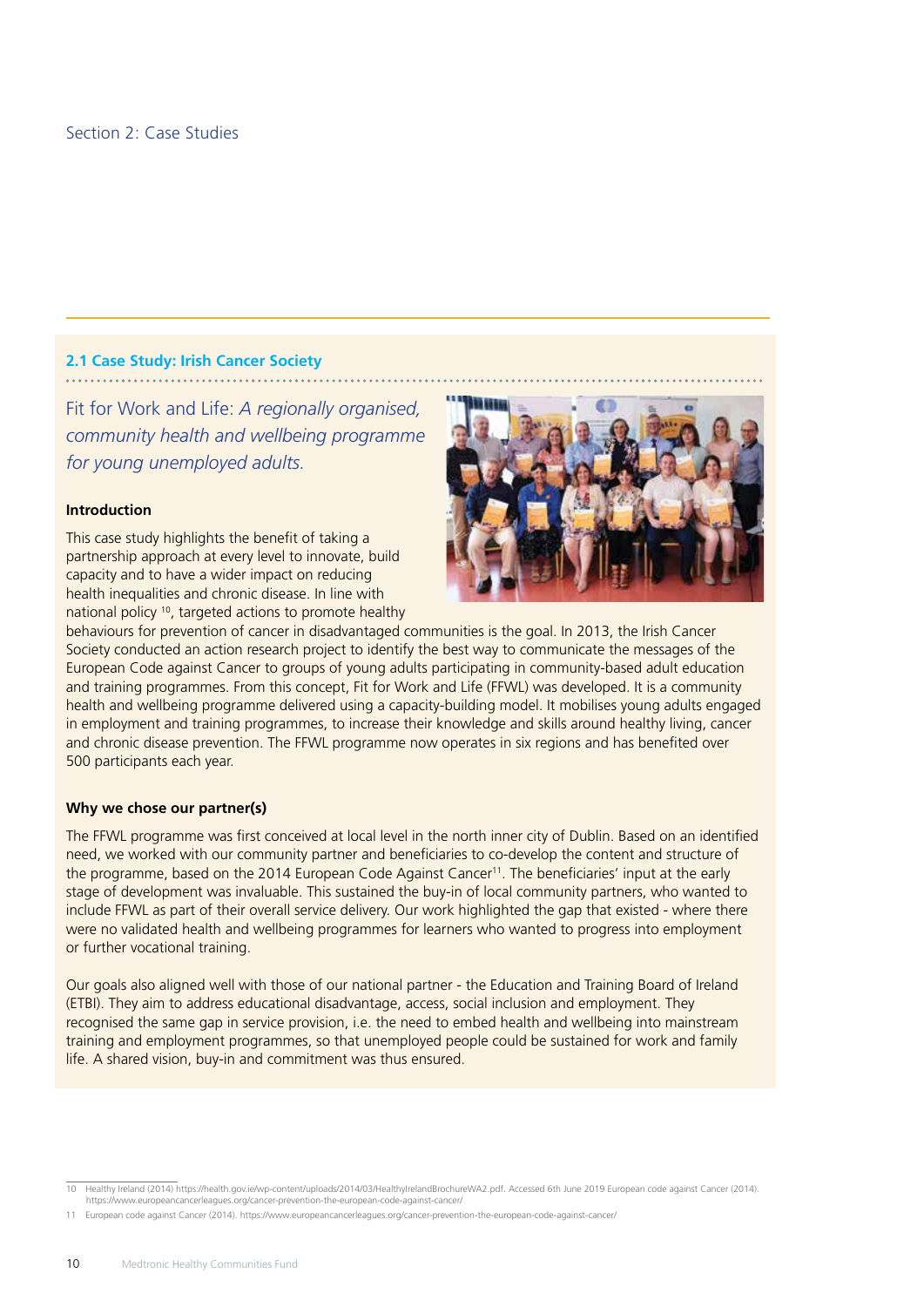Section 2: Case Studies

## 2.1 Case Study: Irish Cancer Society

### Fit for Work and Life: *A regionally organised, community health and wellbeing programme for young unemployed adults.*

**Introduction**

This case study highlights the benefit of taking a partnership approach at every level to innovate, build capacity and to have a wider impact on reducing health inequalities and chronic disease. In line with national policy [10], targeted actions to promote healthy behaviours for prevention of cancer in disadvantaged communities is the goal. In 2013, the Irish Cancer Society conducted an action research project to identify the best way to communicate the messages of the European Code against Cancer to groups of young adults participating in community-based adult education and training programmes. From this concept, Fit for Work and Life (FFWL) was developed. It is a community health and wellbeing programme delivered using a capacity-building model. It mobilises young adults engaged in employment and training programmes, to increase their knowledge and skills around healthy living, cancer and chronic disease prevention. The FFWL programme now operates in six regions and has benefited over 500 participants each year.

**Why we chose our partner(s)**

The FFWL programme was first conceived at local level in the north inner city of Dublin. Based on an identified need, we worked with our community partner and beneficiaries to co-develop the content and structure of the programme, based on the 2014 European Code Against Cancer[11]. The beneficiaries' input at the early stage of development was invaluable. This sustained the buy-in of local community partners, who wanted to include FFWL as part of their overall service delivery. Our work highlighted the gap that existed - where there were no validated health and wellbeing programmes for learners who wanted to progress into employment or further vocational training.

Our goals also aligned well with those of our national partner - the Education and Training Board of Ireland (ETBI). They aim to address educational disadvantage, access, social inclusion and employment. They recognised the same gap in service provision, i.e. the need to embed health and wellbeing into mainstream training and employment programmes, so that unemployed people could be sustained for work and family life. A shared vision, buy-in and commitment was thus ensured.

---

10 Healthy Ireland (2014) https://health.gov.ie/wp-content/uploads/2014/03/HealthyIrelandBrochureWA2.pdf. Accessed 6th June 2019 European code against Cancer (2014). https://www.europeancancerleagues.org/cancer-prevention-the-european-code-against-cancer/

11 European code against Cancer (2014). https://www.europeancancerleagues.org/cancer-prevention-the-european-code-against-cancer/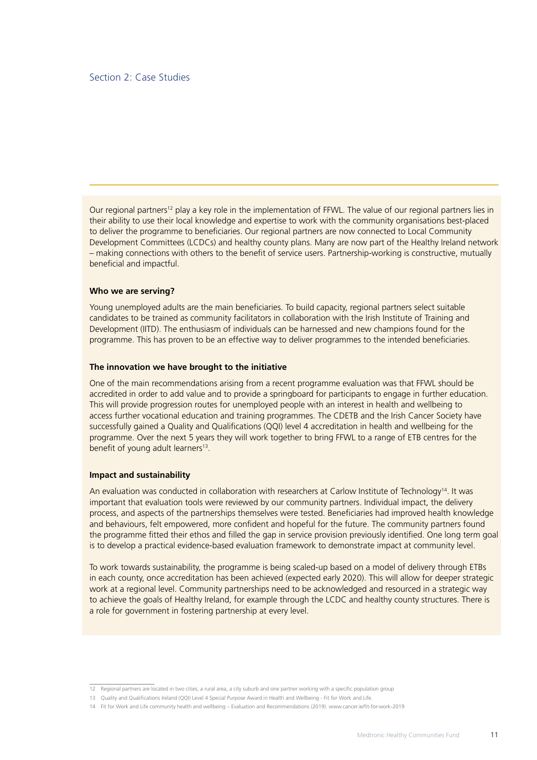Section 2: Case Studies

Our regional partners[12] play a key role in the implementation of FFWL. The value of our regional partners lies in their ability to use their local knowledge and expertise to work with the community organisations best-placed to deliver the programme to beneficiaries. Our regional partners are now connected to Local Community Development Committees (LCDCs) and healthy county plans. Many are now part of the Healthy Ireland network – making connections with others to the benefit of service users. Partnership-working is constructive, mutually beneficial and impactful.

**Who we are serving?**

Young unemployed adults are the main beneficiaries. To build capacity, regional partners select suitable candidates to be trained as community facilitators in collaboration with the Irish Institute of Training and Development (IITD). The enthusiasm of individuals can be harnessed and new champions found for the programme. This has proven to be an effective way to deliver programmes to the intended beneficiaries.

**The innovation we have brought to the initiative**

One of the main recommendations arising from a recent programme evaluation was that FFWL should be accredited in order to add value and to provide a springboard for participants to engage in further education. This will provide progression routes for unemployed people with an interest in health and wellbeing to access further vocational education and training programmes. The CDETB and the Irish Cancer Society have successfully gained a Quality and Qualifications (QQI) level 4 accreditation in health and wellbeing for the programme. Over the next 5 years they will work together to bring FFWL to a range of ETB centres for the benefit of young adult learners[13].

**Impact and sustainability**

An evaluation was conducted in collaboration with researchers at Carlow Institute of Technology[14]. It was important that evaluation tools were reviewed by our community partners. Individual impact, the delivery process, and aspects of the partnerships themselves were tested. Beneficiaries had improved health knowledge and behaviours, felt empowered, more confident and hopeful for the future. The community partners found the programme fitted their ethos and filled the gap in service provision previously identified. One long term goal is to develop a practical evidence-based evaluation framework to demonstrate impact at community level.

To work towards sustainability, the programme is being scaled-up based on a model of delivery through ETBs in each county, once accreditation has been achieved (expected early 2020). This will allow for deeper strategic work at a regional level. Community partnerships need to be acknowledged and resourced in a strategic way to achieve the goals of Healthy Ireland, for example through the LCDC and healthy county structures. There is a role for government in fostering partnership at every level.

12 Regional partners are located in two cities; a rural area, a city suburb and one partner working with a specific population group

13 Quality and Qualifications Ireland (QQI) Level 4 Special Purpose Award in Health and Wellbeing - Fit for Work and Life.

14 Fit for Work and Life community health and wellbeing – Evaluation and Recommendations (2019). www.cancer.ie/fit-for-work-2019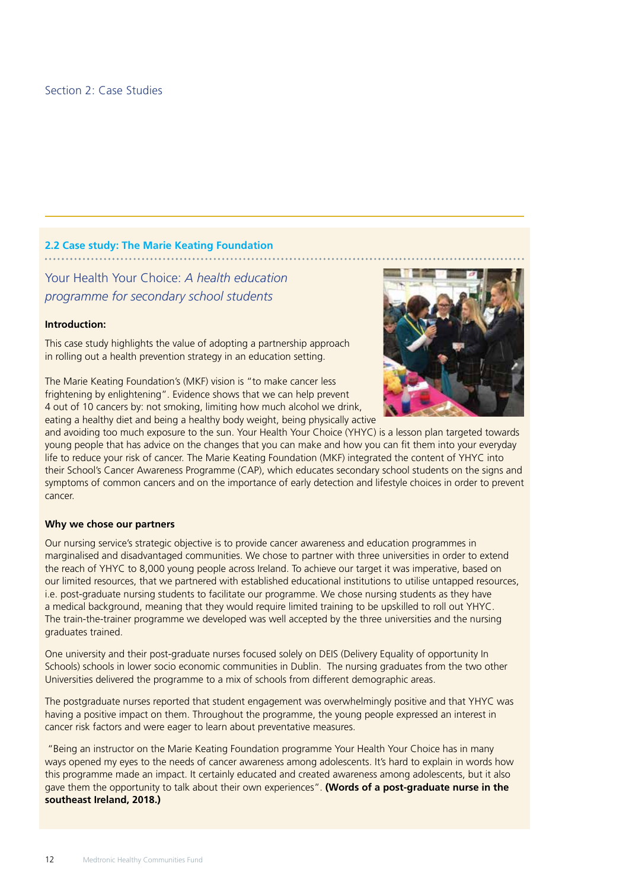Section 2: Case Studies

## 2.2 Case study: The Marie Keating Foundation

### Your Health Your Choice: *A health education programme for secondary school students*

**Introduction:**

This case study highlights the value of adopting a partnership approach in rolling out a health prevention strategy in an education setting.

The Marie Keating Foundation's (MKF) vision is "to make cancer less frightening by enlightening". Evidence shows that we can help prevent 4 out of 10 cancers by: not smoking, limiting how much alcohol we drink, eating a healthy diet and being a healthy body weight, being physically active and avoiding too much exposure to the sun. Your Health Your Choice (YHYC) is a lesson plan targeted towards young people that has advice on the changes that you can make and how you can fit them into your everyday life to reduce your risk of cancer. The Marie Keating Foundation (MKF) integrated the content of YHYC into their School's Cancer Awareness Programme (CAP), which educates secondary school students on the signs and symptoms of common cancers and on the importance of early detection and lifestyle choices in order to prevent cancer.

**Why we chose our partners**

Our nursing service's strategic objective is to provide cancer awareness and education programmes in marginalised and disadvantaged communities. We chose to partner with three universities in order to extend the reach of YHYC to 8,000 young people across Ireland. To achieve our target it was imperative, based on our limited resources, that we partnered with established educational institutions to utilise untapped resources, i.e. post-graduate nursing students to facilitate our programme. We chose nursing students as they have a medical background, meaning that they would require limited training to be upskilled to roll out YHYC. The train-the-trainer programme we developed was well accepted by the three universities and the nursing graduates trained.

One university and their post-graduate nurses focused solely on DEIS (Delivery Equality of opportunity In Schools) schools in lower socio economic communities in Dublin. The nursing graduates from the two other Universities delivered the programme to a mix of schools from different demographic areas.

The postgraduate nurses reported that student engagement was overwhelmingly positive and that YHYC was having a positive impact on them. Throughout the programme, the young people expressed an interest in cancer risk factors and were eager to learn about preventative measures.

"Being an instructor on the Marie Keating Foundation programme Your Health Your Choice has in many ways opened my eyes to the needs of cancer awareness among adolescents. It's hard to explain in words how this programme made an impact. It certainly educated and created awareness among adolescents, but it also gave them the opportunity to talk about their own experiences". **(Words of a post-graduate nurse in the southeast Ireland, 2018.)**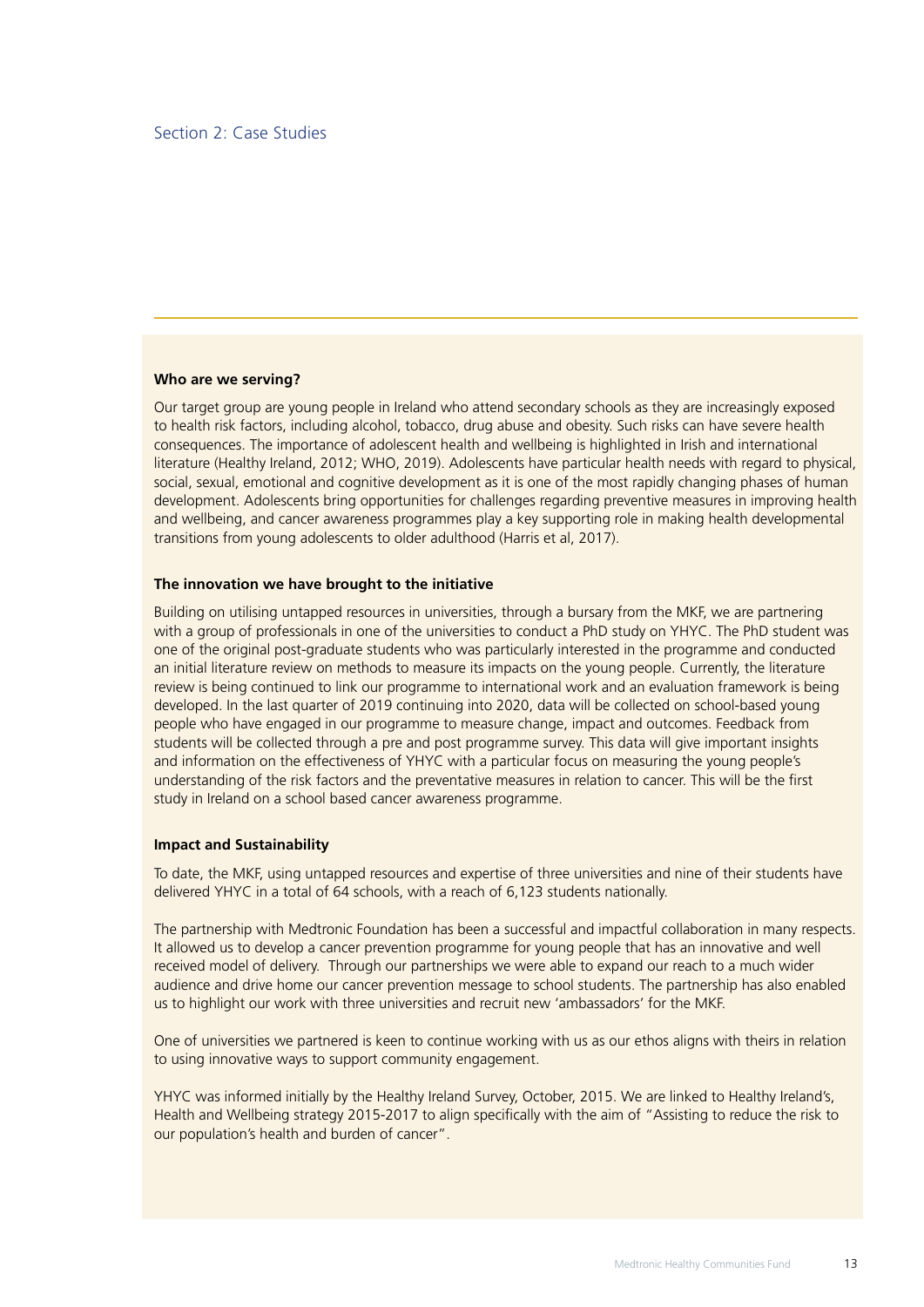Section 2: Case Studies

**Who are we serving?**

Our target group are young people in Ireland who attend secondary schools as they are increasingly exposed to health risk factors, including alcohol, tobacco, drug abuse and obesity. Such risks can have severe health consequences. The importance of adolescent health and wellbeing is highlighted in Irish and international literature (Healthy Ireland, 2012; WHO, 2019). Adolescents have particular health needs with regard to physical, social, sexual, emotional and cognitive development as it is one of the most rapidly changing phases of human development. Adolescents bring opportunities for challenges regarding preventive measures in improving health and wellbeing, and cancer awareness programmes play a key supporting role in making health developmental transitions from young adolescents to older adulthood (Harris et al, 2017).

**The innovation we have brought to the initiative**

Building on utilising untapped resources in universities, through a bursary from the MKF, we are partnering with a group of professionals in one of the universities to conduct a PhD study on YHYC. The PhD student was one of the original post-graduate students who was particularly interested in the programme and conducted an initial literature review on methods to measure its impacts on the young people. Currently, the literature review is being continued to link our programme to international work and an evaluation framework is being developed. In the last quarter of 2019 continuing into 2020, data will be collected on school-based young people who have engaged in our programme to measure change, impact and outcomes. Feedback from students will be collected through a pre and post programme survey. This data will give important insights and information on the effectiveness of YHYC with a particular focus on measuring the young people's understanding of the risk factors and the preventative measures in relation to cancer. This will be the first study in Ireland on a school based cancer awareness programme.

**Impact and Sustainability**

To date, the MKF, using untapped resources and expertise of three universities and nine of their students have delivered YHYC in a total of 64 schools, with a reach of 6,123 students nationally.

The partnership with Medtronic Foundation has been a successful and impactful collaboration in many respects. It allowed us to develop a cancer prevention programme for young people that has an innovative and well received model of delivery. Through our partnerships we were able to expand our reach to a much wider audience and drive home our cancer prevention message to school students. The partnership has also enabled us to highlight our work with three universities and recruit new 'ambassadors' for the MKF.

One of universities we partnered is keen to continue working with us as our ethos aligns with theirs in relation to using innovative ways to support community engagement.

YHYC was informed initially by the Healthy Ireland Survey, October, 2015. We are linked to Healthy Ireland's, Health and Wellbeing strategy 2015-2017 to align specifically with the aim of "Assisting to reduce the risk to our population's health and burden of cancer".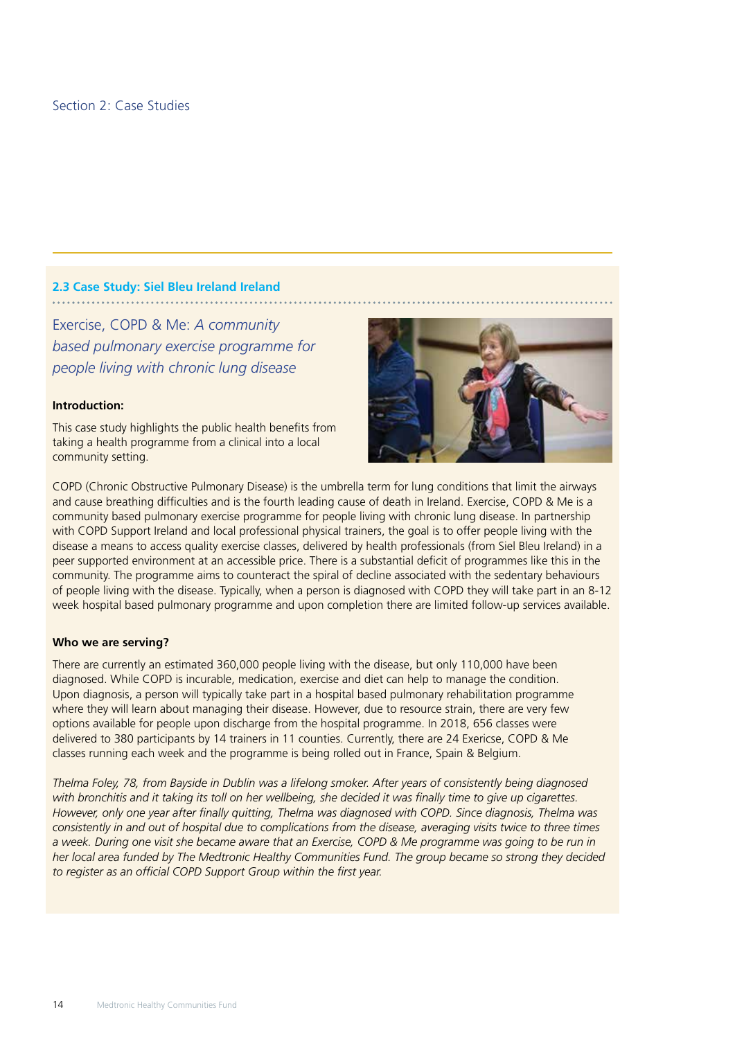Section 2: Case Studies

### 2.3 Case Study: Siel Bleu Ireland Ireland

## Exercise, COPD & Me: *A community based pulmonary exercise programme for people living with chronic lung disease*

**Introduction:**

This case study highlights the public health benefits from taking a health programme from a clinical into a local community setting.

COPD (Chronic Obstructive Pulmonary Disease) is the umbrella term for lung conditions that limit the airways and cause breathing difficulties and is the fourth leading cause of death in Ireland. Exercise, COPD & Me is a community based pulmonary exercise programme for people living with chronic lung disease. In partnership with COPD Support Ireland and local professional physical trainers, the goal is to offer people living with the disease a means to access quality exercise classes, delivered by health professionals (from Siel Bleu Ireland) in a peer supported environment at an accessible price. There is a substantial deficit of programmes like this in the community. The programme aims to counteract the spiral of decline associated with the sedentary behaviours of people living with the disease. Typically, when a person is diagnosed with COPD they will take part in an 8-12 week hospital based pulmonary programme and upon completion there are limited follow-up services available.

**Who we are serving?**

There are currently an estimated 360,000 people living with the disease, but only 110,000 have been diagnosed. While COPD is incurable, medication, exercise and diet can help to manage the condition. Upon diagnosis, a person will typically take part in a hospital based pulmonary rehabilitation programme where they will learn about managing their disease. However, due to resource strain, there are very few options available for people upon discharge from the hospital programme. In 2018, 656 classes were delivered to 380 participants by 14 trainers in 11 counties. Currently, there are 24 Exericse, COPD & Me classes running each week and the programme is being rolled out in France, Spain & Belgium.

*Thelma Foley, 78, from Bayside in Dublin was a lifelong smoker. After years of consistently being diagnosed with bronchitis and it taking its toll on her wellbeing, she decided it was finally time to give up cigarettes. However, only one year after finally quitting, Thelma was diagnosed with COPD. Since diagnosis, Thelma was consistently in and out of hospital due to complications from the disease, averaging visits twice to three times a week. During one visit she became aware that an Exercise, COPD & Me programme was going to be run in her local area funded by The Medtronic Healthy Communities Fund. The group became so strong they decided to register as an official COPD Support Group within the first year.*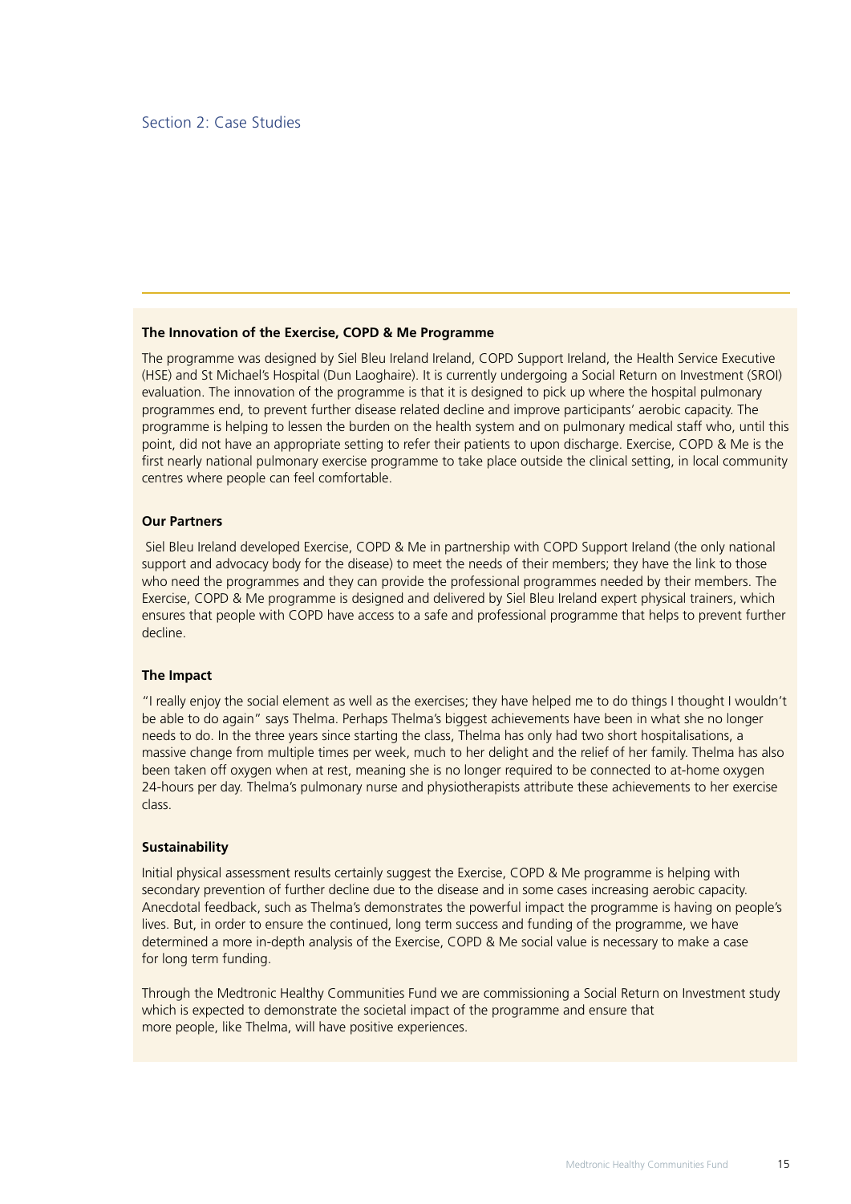Section 2: Case Studies

### The Innovation of the Exercise, COPD & Me Programme

The programme was designed by Siel Bleu Ireland Ireland, COPD Support Ireland, the Health Service Executive (HSE) and St Michael's Hospital (Dun Laoghaire). It is currently undergoing a Social Return on Investment (SROI) evaluation. The innovation of the programme is that it is designed to pick up where the hospital pulmonary programmes end, to prevent further disease related decline and improve participants' aerobic capacity. The programme is helping to lessen the burden on the health system and on pulmonary medical staff who, until this point, did not have an appropriate setting to refer their patients to upon discharge. Exercise, COPD & Me is the first nearly national pulmonary exercise programme to take place outside the clinical setting, in local community centres where people can feel comfortable.

### Our Partners

Siel Bleu Ireland developed Exercise, COPD & Me in partnership with COPD Support Ireland (the only national support and advocacy body for the disease) to meet the needs of their members; they have the link to those who need the programmes and they can provide the professional programmes needed by their members. The Exercise, COPD & Me programme is designed and delivered by Siel Bleu Ireland expert physical trainers, which ensures that people with COPD have access to a safe and professional programme that helps to prevent further decline.

### The Impact

"I really enjoy the social element as well as the exercises; they have helped me to do things I thought I wouldn't be able to do again" says Thelma. Perhaps Thelma's biggest achievements have been in what she no longer needs to do. In the three years since starting the class, Thelma has only had two short hospitalisations, a massive change from multiple times per week, much to her delight and the relief of her family. Thelma has also been taken off oxygen when at rest, meaning she is no longer required to be connected to at-home oxygen 24-hours per day. Thelma's pulmonary nurse and physiotherapists attribute these achievements to her exercise class.

### Sustainability

Initial physical assessment results certainly suggest the Exercise, COPD & Me programme is helping with secondary prevention of further decline due to the disease and in some cases increasing aerobic capacity. Anecdotal feedback, such as Thelma's demonstrates the powerful impact the programme is having on people's lives. But, in order to ensure the continued, long term success and funding of the programme, we have determined a more in-depth analysis of the Exercise, COPD & Me social value is necessary to make a case for long term funding.

Through the Medtronic Healthy Communities Fund we are commissioning a Social Return on Investment study which is expected to demonstrate the societal impact of the programme and ensure that more people, like Thelma, will have positive experiences.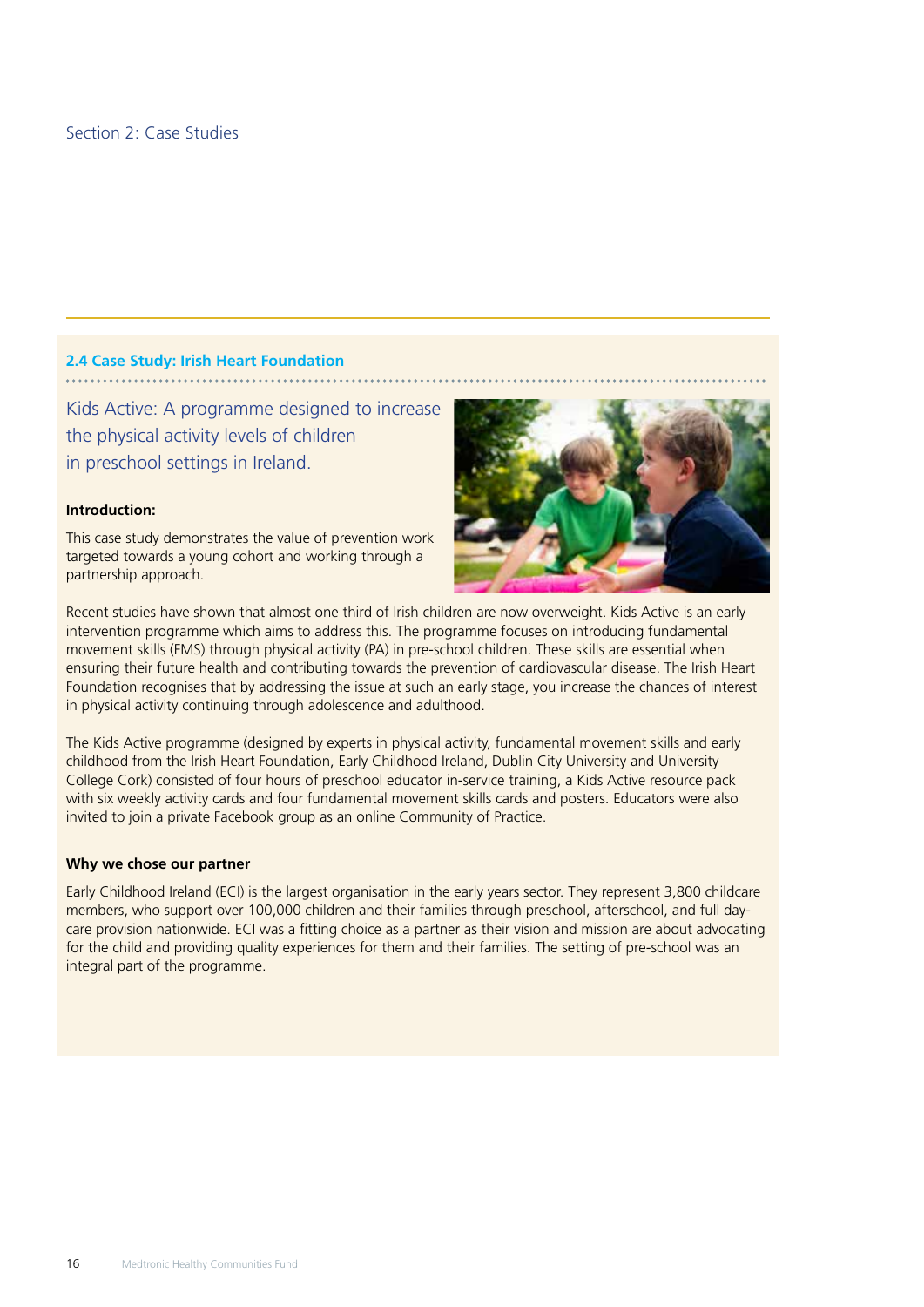Section 2: Case Studies

## 2.4 Case Study: Irish Heart Foundation

### Kids Active: A programme designed to increase the physical activity levels of children in preschool settings in Ireland.

**Introduction:**

This case study demonstrates the value of prevention work targeted towards a young cohort and working through a partnership approach.

Recent studies have shown that almost one third of Irish children are now overweight. Kids Active is an early intervention programme which aims to address this. The programme focuses on introducing fundamental movement skills (FMS) through physical activity (PA) in pre-school children. These skills are essential when ensuring their future health and contributing towards the prevention of cardiovascular disease. The Irish Heart Foundation recognises that by addressing the issue at such an early stage, you increase the chances of interest in physical activity continuing through adolescence and adulthood.

The Kids Active programme (designed by experts in physical activity, fundamental movement skills and early childhood from the Irish Heart Foundation, Early Childhood Ireland, Dublin City University and University College Cork) consisted of four hours of preschool educator in-service training, a Kids Active resource pack with six weekly activity cards and four fundamental movement skills cards and posters. Educators were also invited to join a private Facebook group as an online Community of Practice.

**Why we chose our partner**

Early Childhood Ireland (ECI) is the largest organisation in the early years sector. They represent 3,800 childcare members, who support over 100,000 children and their families through preschool, afterschool, and full day-care provision nationwide. ECI was a fitting choice as a partner as their vision and mission are about advocating for the child and providing quality experiences for them and their families. The setting of pre-school was an integral part of the programme.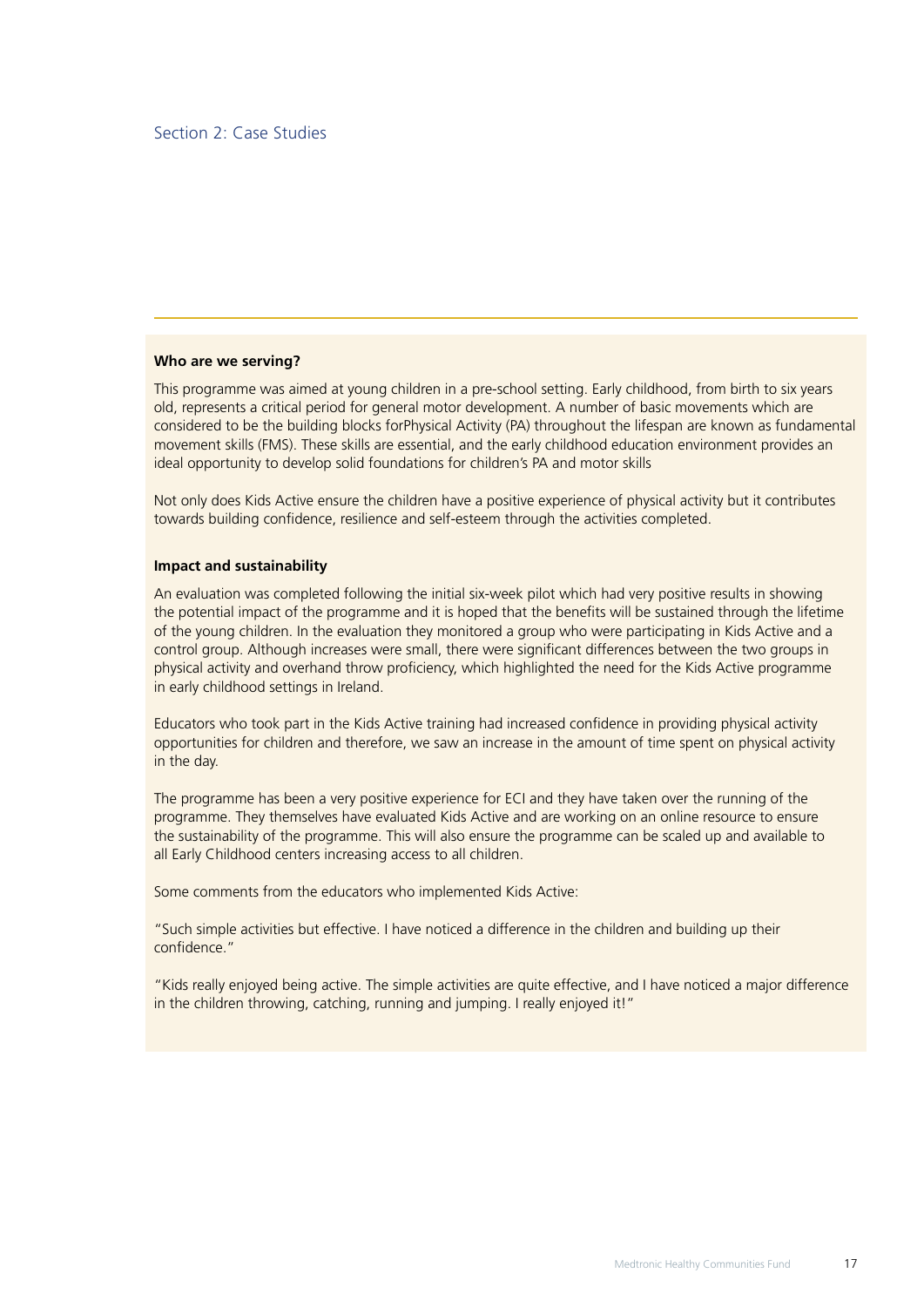Section 2: Case Studies

### Who are we serving?

This programme was aimed at young children in a pre-school setting. Early childhood, from birth to six years old, represents a critical period for general motor development. A number of basic movements which are considered to be the building blocks forPhysical Activity (PA) throughout the lifespan are known as fundamental movement skills (FMS). These skills are essential, and the early childhood education environment provides an ideal opportunity to develop solid foundations for children's PA and motor skills

Not only does Kids Active ensure the children have a positive experience of physical activity but it contributes towards building confidence, resilience and self-esteem through the activities completed.

### Impact and sustainability

An evaluation was completed following the initial six-week pilot which had very positive results in showing the potential impact of the programme and it is hoped that the benefits will be sustained through the lifetime of the young children. In the evaluation they monitored a group who were participating in Kids Active and a control group. Although increases were small, there were significant differences between the two groups in physical activity and overhand throw proficiency, which highlighted the need for the Kids Active programme in early childhood settings in Ireland.

Educators who took part in the Kids Active training had increased confidence in providing physical activity opportunities for children and therefore, we saw an increase in the amount of time spent on physical activity in the day.

The programme has been a very positive experience for ECI and they have taken over the running of the programme. They themselves have evaluated Kids Active and are working on an online resource to ensure the sustainability of the programme. This will also ensure the programme can be scaled up and available to all Early Childhood centers increasing access to all children.

Some comments from the educators who implemented Kids Active:

"Such simple activities but effective. I have noticed a difference in the children and building up their confidence."

"Kids really enjoyed being active. The simple activities are quite effective, and I have noticed a major difference in the children throwing, catching, running and jumping. I really enjoyed it!"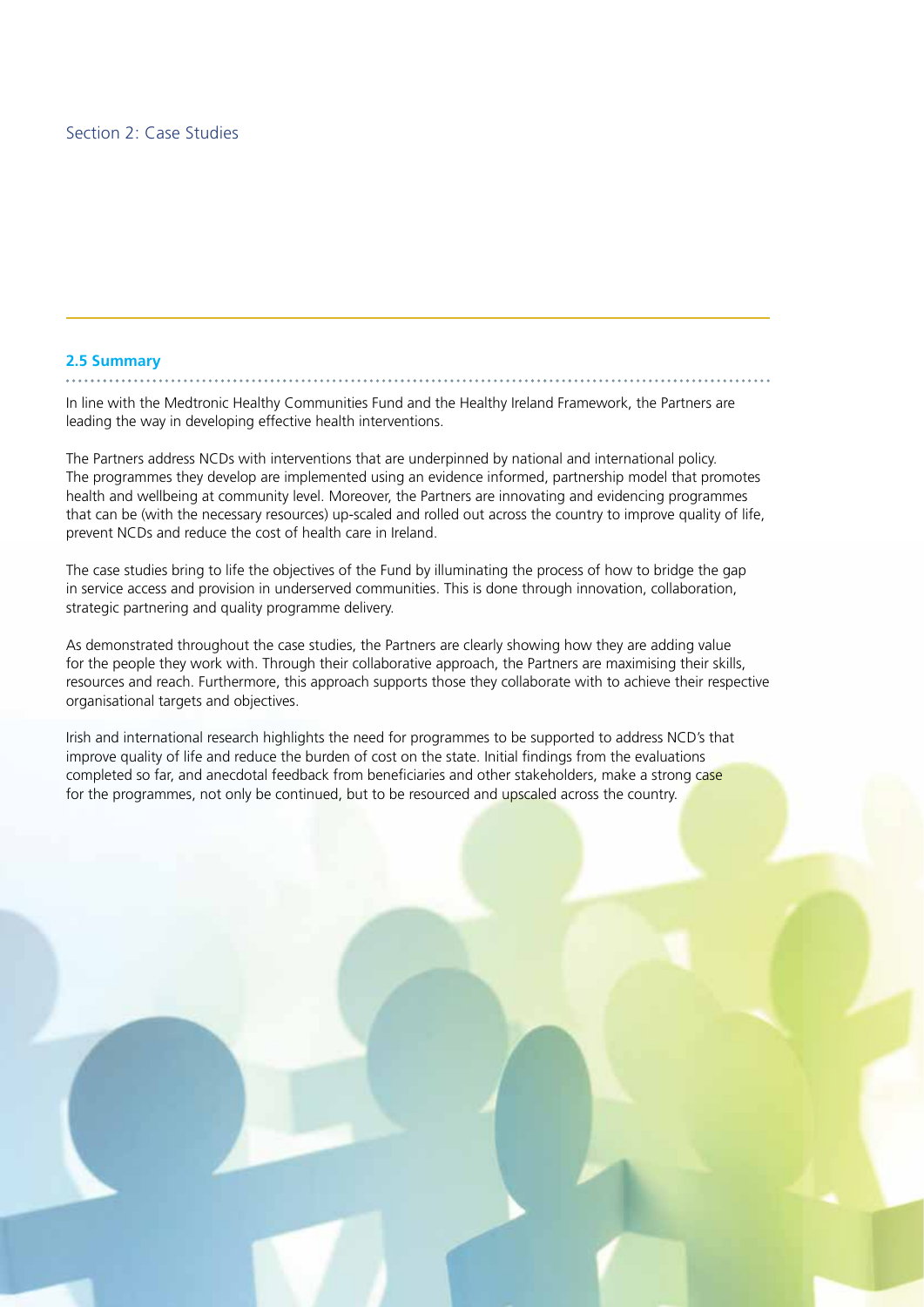## 2.5 Summary

In line with the Medtronic Healthy Communities Fund and the Healthy Ireland Framework, the Partners are leading the way in developing effective health interventions.

The Partners address NCDs with interventions that are underpinned by national and international policy. The programmes they develop are implemented using an evidence informed, partnership model that promotes health and wellbeing at community level. Moreover, the Partners are innovating and evidencing programmes that can be (with the necessary resources) up-scaled and rolled out across the country to improve quality of life, prevent NCDs and reduce the cost of health care in Ireland.

The case studies bring to life the objectives of the Fund by illuminating the process of how to bridge the gap in service access and provision in underserved communities. This is done through innovation, collaboration, strategic partnering and quality programme delivery.

As demonstrated throughout the case studies, the Partners are clearly showing how they are adding value for the people they work with. Through their collaborative approach, the Partners are maximising their skills, resources and reach. Furthermore, this approach supports those they collaborate with to achieve their respective organisational targets and objectives.

Irish and international research highlights the need for programmes to be supported to address NCD's that improve quality of life and reduce the burden of cost on the state. Initial findings from the evaluations completed so far, and anecdotal feedback from beneficiaries and other stakeholders, make a strong case for the programmes, not only be continued, but to be resourced and upscaled across the country.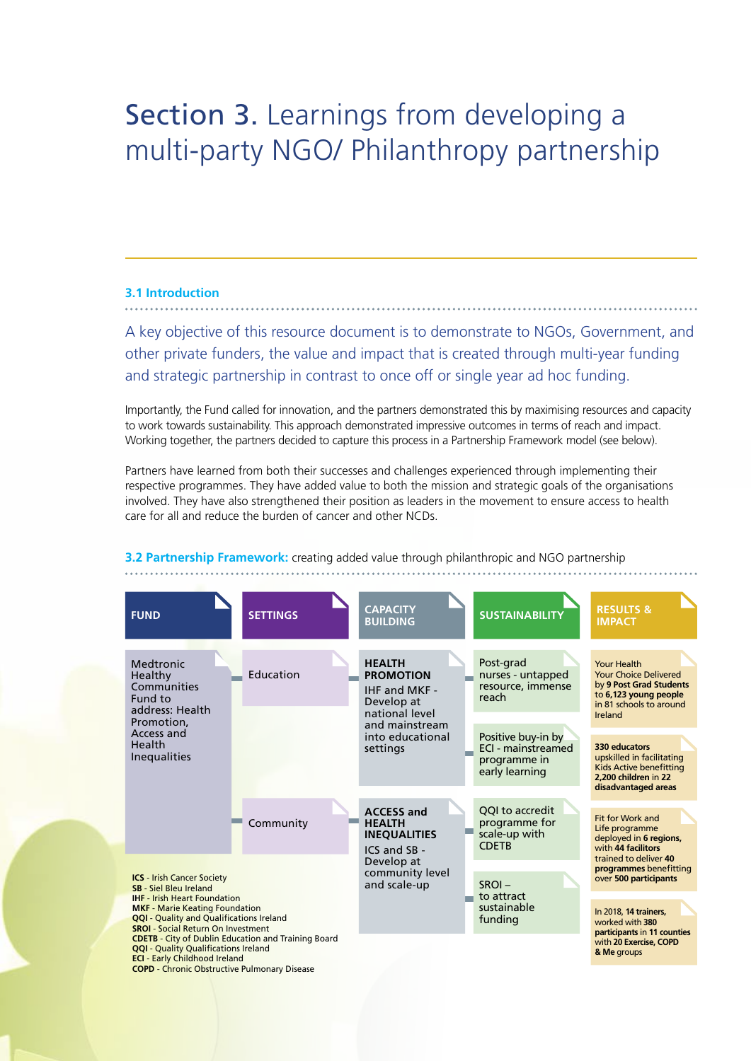# Section 3. Learnings from developing a multi-party NGO/ Philanthropy partnership

### 3.1 Introduction

A key objective of this resource document is to demonstrate to NGOs, Government, and other private funders, the value and impact that is created through multi-year funding and strategic partnership in contrast to once off or single year ad hoc funding.

Importantly, the Fund called for innovation, and the partners demonstrated this by maximising resources and capacity to work towards sustainability. This approach demonstrated impressive outcomes in terms of reach and impact. Working together, the partners decided to capture this process in a Partnership Framework model (see below).

Partners have learned from both their successes and challenges experienced through implementing their respective programmes. They have added value to both the mission and strategic goals of the organisations involved. They have also strengthened their position as leaders in the movement to ensure access to health care for all and reduce the burden of cancer and other NCDs.

### 3.2 Partnership Framework: creating added value through philanthropic and NGO partnership

| FUND | SETTINGS | CAPACITY BUILDING | SUSTAINABILITY | RESULTS & IMPACT |
|---|---|---|---|---|
| Medtronic Healthy Communities Fund to address: Health Promotion, Access and Health Inequalities | Education | **HEALTH PROMOTION** IHF and MKF - Develop at national level and mainstream into educational settings | Post-grad nurses - untapped resource, immense reach | Your Health Your Choice Delivered by **9 Post Grad Students** to **6,123 young people** in 81 schools to around Ireland |
| | | | Positive buy-in by ECI - mainstreamed programme in early learning | **330 educators** upskilled in facilitating Kids Active benefitting **2,200 children** in **22 disadvantaged areas** |
| | Community | **ACCESS and HEALTH INEQUALITIES** ICS and SB - Develop at community level and scale-up | QQI to accredit programme for scale-up with CDETB | Fit for Work and Life programme deployed in **6 regions,** with **44 facilitors trained to deliver 40 programmes benefitting** over **500 participants** |
| | | | SROI – to attract sustainable funding | In 2018, **14 trainers,** worked with **380 participants** in **11 counties** with **20 Exercise, COPD & Me** groups |

**ICS** - Irish Cancer Society
**SB** - Siel Bleu Ireland
**IHF** - Irish Heart Foundation
**MKF** - Marie Keating Foundation
**QQI** - Quality and Qualifications Ireland
**SROI** - Social Return On Investment
**CDETB** - City of Dublin Education and Training Board
**QQI** - Quality Qualifications Ireland
**ECI** - Early Childhood Ireland
**COPD** - Chronic Obstructive Pulmonary Disease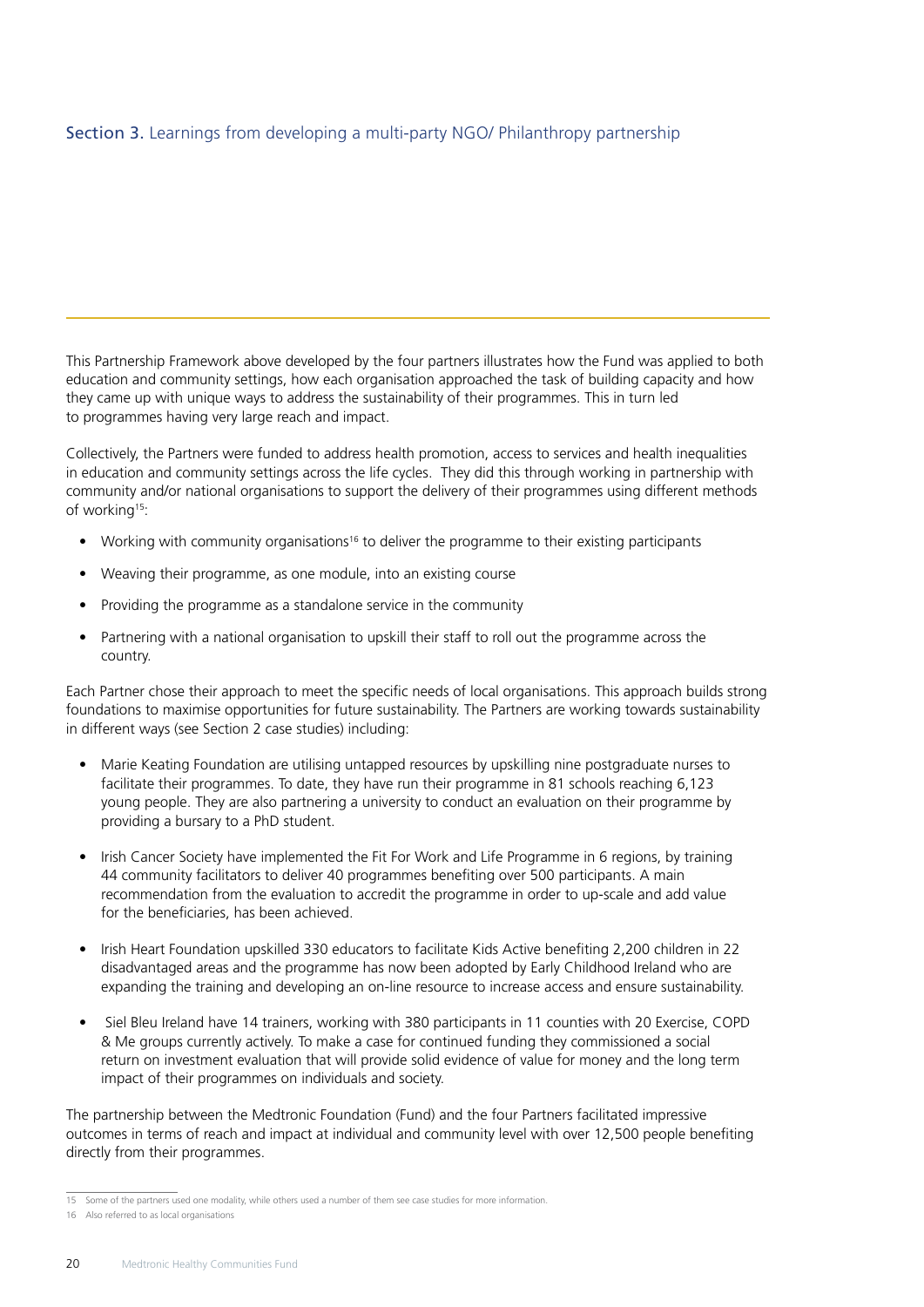## Section 3. Learnings from developing a multi-party NGO/ Philanthropy partnership

This Partnership Framework above developed by the four partners illustrates how the Fund was applied to both education and community settings, how each organisation approached the task of building capacity and how they came up with unique ways to address the sustainability of their programmes. This in turn led to programmes having very large reach and impact.

Collectively, the Partners were funded to address health promotion, access to services and health inequalities in education and community settings across the life cycles. They did this through working in partnership with community and/or national organisations to support the delivery of their programmes using different methods of working[15]:

- Working with community organisations[16] to deliver the programme to their existing participants
- Weaving their programme, as one module, into an existing course
- Providing the programme as a standalone service in the community
- Partnering with a national organisation to upskill their staff to roll out the programme across the country.

Each Partner chose their approach to meet the specific needs of local organisations. This approach builds strong foundations to maximise opportunities for future sustainability. The Partners are working towards sustainability in different ways (see Section 2 case studies) including:

- Marie Keating Foundation are utilising untapped resources by upskilling nine postgraduate nurses to facilitate their programmes. To date, they have run their programme in 81 schools reaching 6,123 young people. They are also partnering a university to conduct an evaluation on their programme by providing a bursary to a PhD student.
- Irish Cancer Society have implemented the Fit For Work and Life Programme in 6 regions, by training 44 community facilitators to deliver 40 programmes benefiting over 500 participants. A main recommendation from the evaluation to accredit the programme in order to up-scale and add value for the beneficiaries, has been achieved.
- Irish Heart Foundation upskilled 330 educators to facilitate Kids Active benefiting 2,200 children in 22 disadvantaged areas and the programme has now been adopted by Early Childhood Ireland who are expanding the training and developing an on-line resource to increase access and ensure sustainability.
- Siel Bleu Ireland have 14 trainers, working with 380 participants in 11 counties with 20 Exercise, COPD & Me groups currently actively. To make a case for continued funding they commissioned a social return on investment evaluation that will provide solid evidence of value for money and the long term impact of their programmes on individuals and society.

The partnership between the Medtronic Foundation (Fund) and the four Partners facilitated impressive outcomes in terms of reach and impact at individual and community level with over 12,500 people benefiting directly from their programmes.

---

15 Some of the partners used one modality, while others used a number of them see case studies for more information.

16 Also referred to as local organisations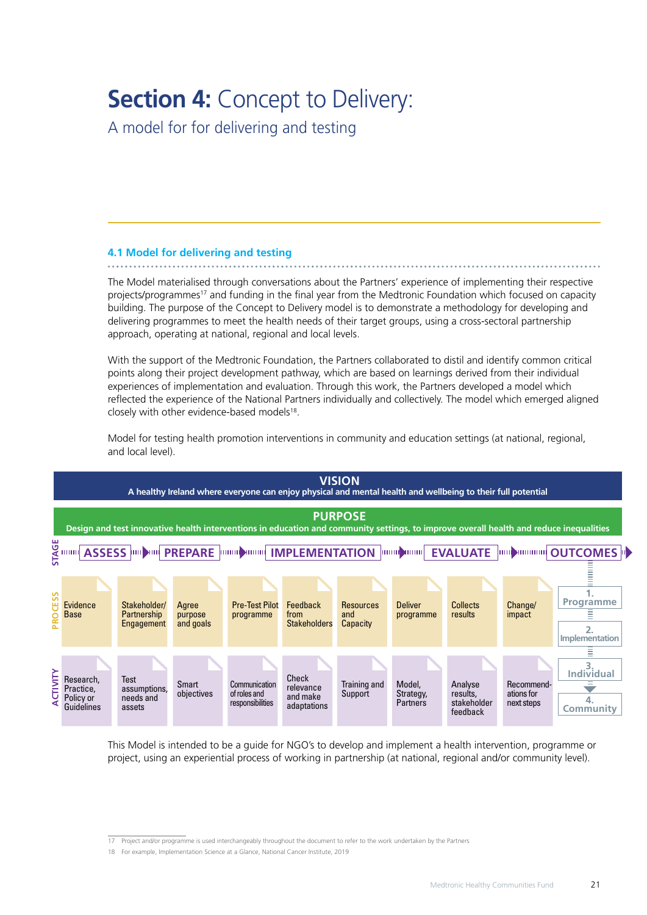# Section 4: Concept to Delivery:

A model for for delivering and testing

## 4.1 Model for delivering and testing

The Model materialised through conversations about the Partners' experience of implementing their respective projects/programmes[17] and funding in the final year from the Medtronic Foundation which focused on capacity building. The purpose of the Concept to Delivery model is to demonstrate a methodology for developing and delivering programmes to meet the health needs of their target groups, using a cross-sectoral partnership approach, operating at national, regional and local levels.

With the support of the Medtronic Foundation, the Partners collaborated to distil and identify common critical points along their project development pathway, which are based on learnings derived from their individual experiences of implementation and evaluation. Through this work, the Partners developed a model which reflected the experience of the National Partners individually and collectively. The model which emerged aligned closely with other evidence-based models[18].

Model for testing health promotion interventions in community and education settings (at national, regional, and local level).

**VISION**
A healthy Ireland where everyone can enjoy physical and mental health and wellbeing to their full potential

**PURPOSE**
Design and test innovative health interventions in education and community settings, to improve overall health and reduce inequalities

| STAGE | ASSESS | | PREPARE | IMPLEMENTATION | | | | EVALUATE | | OUTCOMES |
|---|---|---|---|---|---|---|---|---|---|---|
| PROCESS | Evidence Base | Stakeholder/ Partnership Engagement | Agree purpose and goals | Pre-Test Pilot programme | Feedback from Stakeholders | Resources and Capacity | Deliver programme | Collects results | Change/ impact | 1. Programme<br>2. Implementation |
| ACTIVITY | Research, Practice, Policy or Guidelines | Test assumptions, needs and assets | Smart objectives | Communication of roles and responsibilities | Check relevance and make adaptations | Training and Support | Model, Strategy, Partners | Analyse results, stakeholder feedback | Recommend-ations for next steps | 3. Individual<br>4. Community |

This Model is intended to be a guide for NGO's to develop and implement a health intervention, programme or project, using an experiential process of working in partnership (at national, regional and/or community level).

17 Project and/or programme is used interchangeably throughout the document to refer to the work undertaken by the Partners

18 For example, Implementation Science at a Glance, National Cancer Institute, 2019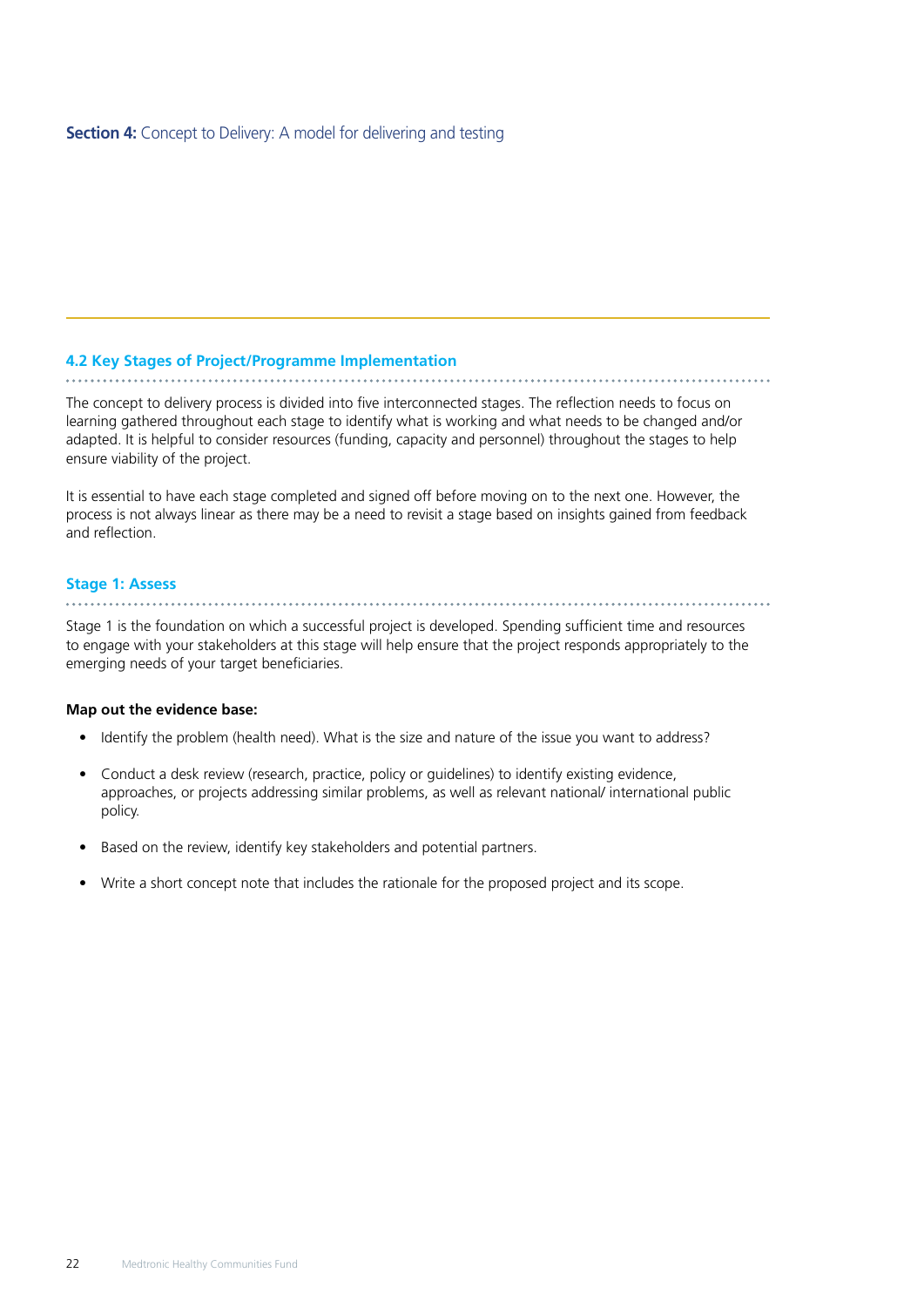## 4.2 Key Stages of Project/Programme Implementation

The concept to delivery process is divided into five interconnected stages. The reflection needs to focus on learning gathered throughout each stage to identify what is working and what needs to be changed and/or adapted. It is helpful to consider resources (funding, capacity and personnel) throughout the stages to help ensure viability of the project.

It is essential to have each stage completed and signed off before moving on to the next one. However, the process is not always linear as there may be a need to revisit a stage based on insights gained from feedback and reflection.

### Stage 1: Assess

Stage 1 is the foundation on which a successful project is developed. Spending sufficient time and resources to engage with your stakeholders at this stage will help ensure that the project responds appropriately to the emerging needs of your target beneficiaries.

**Map out the evidence base:**

- Identify the problem (health need). What is the size and nature of the issue you want to address?
- Conduct a desk review (research, practice, policy or guidelines) to identify existing evidence, approaches, or projects addressing similar problems, as well as relevant national/ international public policy.
- Based on the review, identify key stakeholders and potential partners.
- Write a short concept note that includes the rationale for the proposed project and its scope.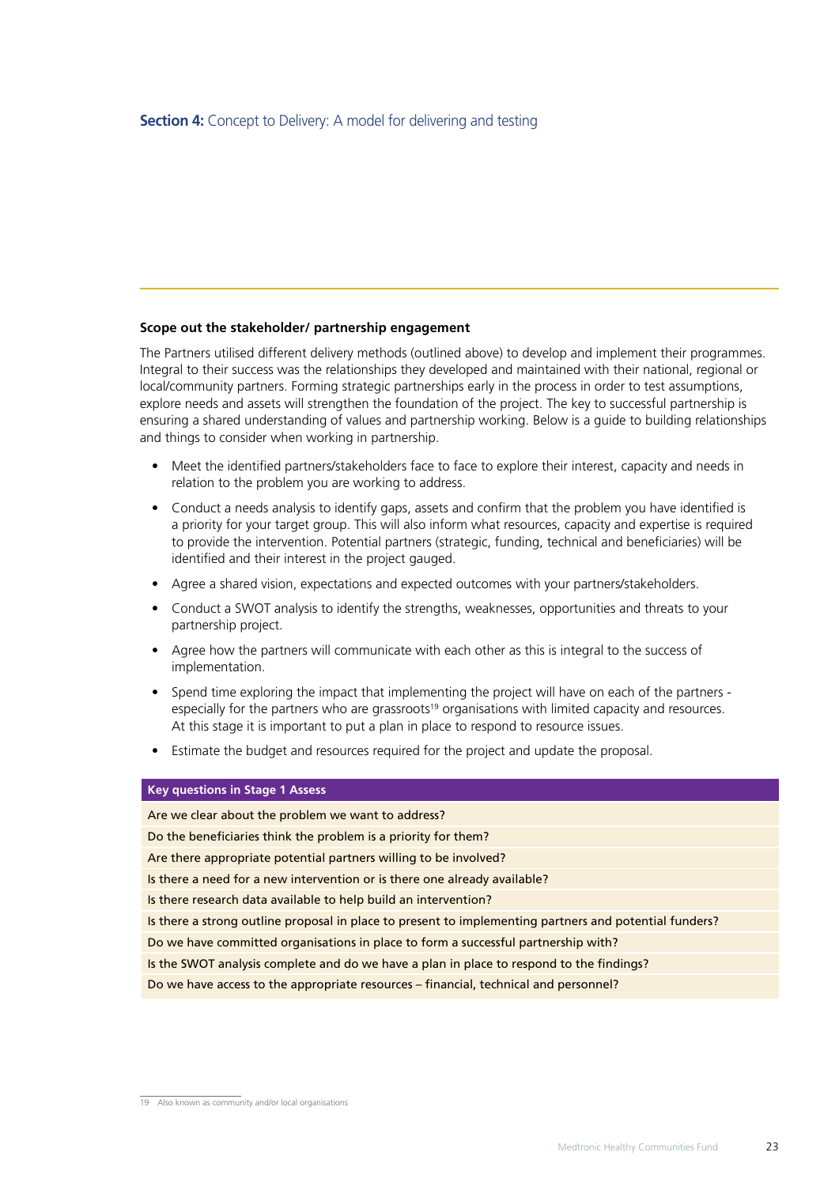### Scope out the stakeholder/ partnership engagement

The Partners utilised different delivery methods (outlined above) to develop and implement their programmes. Integral to their success was the relationships they developed and maintained with their national, regional or local/community partners. Forming strategic partnerships early in the process in order to test assumptions, explore needs and assets will strengthen the foundation of the project. The key to successful partnership is ensuring a shared understanding of values and partnership working. Below is a guide to building relationships and things to consider when working in partnership.

- Meet the identified partners/stakeholders face to face to explore their interest, capacity and needs in relation to the problem you are working to address.
- Conduct a needs analysis to identify gaps, assets and confirm that the problem you have identified is a priority for your target group. This will also inform what resources, capacity and expertise is required to provide the intervention. Potential partners (strategic, funding, technical and beneficiaries) will be identified and their interest in the project gauged.
- Agree a shared vision, expectations and expected outcomes with your partners/stakeholders.
- Conduct a SWOT analysis to identify the strengths, weaknesses, opportunities and threats to your partnership project.
- Agree how the partners will communicate with each other as this is integral to the success of implementation.
- Spend time exploring the impact that implementing the project will have on each of the partners - especially for the partners who are grassroots[19] organisations with limited capacity and resources. At this stage it is important to put a plan in place to respond to resource issues.
- Estimate the budget and resources required for the project and update the proposal.

| Key questions in Stage 1 Assess |
|---|
| Are we clear about the problem we want to address? |
| Do the beneficiaries think the problem is a priority for them? |
| Are there appropriate potential partners willing to be involved? |
| Is there a need for a new intervention or is there one already available? |
| Is there research data available to help build an intervention? |
| Is there a strong outline proposal in place to present to implementing partners and potential funders? |
| Do we have committed organisations in place to form a successful partnership with? |
| Is the SWOT analysis complete and do we have a plan in place to respond to the findings? |
| Do we have access to the appropriate resources – financial, technical and personnel? |

19 Also known as community and/or local organisations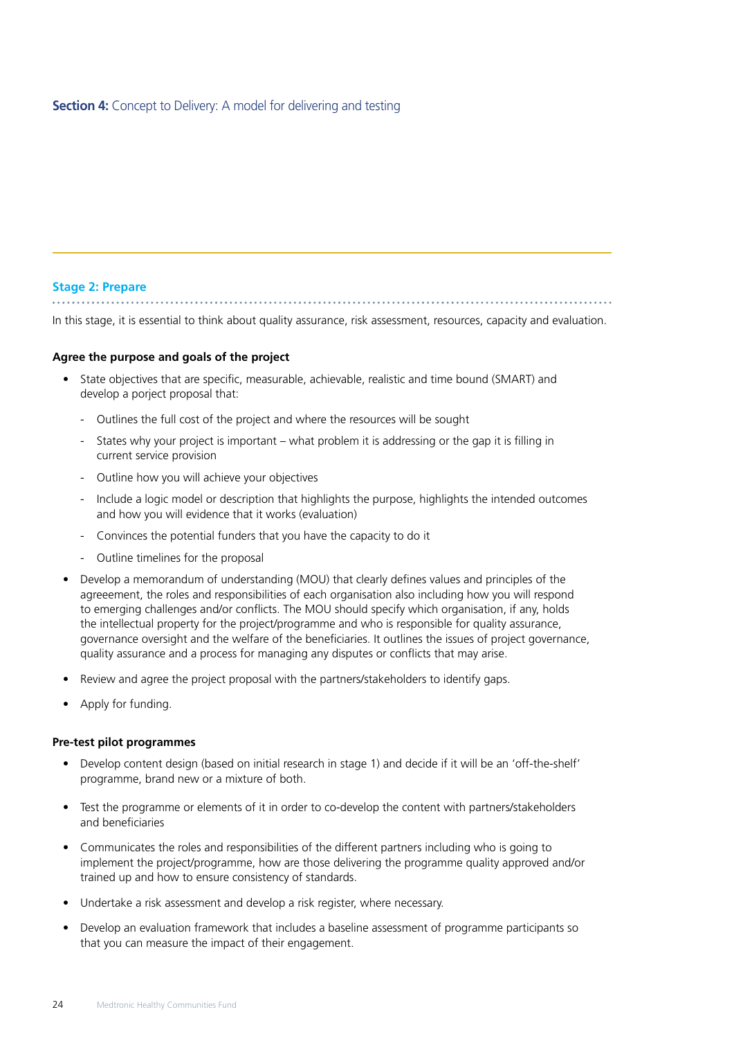**Section 4:** Concept to Delivery: A model for delivering and testing

## Stage 2: Prepare

In this stage, it is essential to think about quality assurance, risk assessment, resources, capacity and evaluation.

**Agree the purpose and goals of the project**

- State objectives that are specific, measurable, achievable, realistic and time bound (SMART) and develop a porject proposal that:
  - Outlines the full cost of the project and where the resources will be sought
  - States why your project is important – what problem it is addressing or the gap it is filling in current service provision
  - Outline how you will achieve your objectives
  - Include a logic model or description that highlights the purpose, highlights the intended outcomes and how you will evidence that it works (evaluation)
  - Convinces the potential funders that you have the capacity to do it
  - Outline timelines for the proposal
- Develop a memorandum of understanding (MOU) that clearly defines values and principles of the agreeement, the roles and responsibilities of each organisation also including how you will respond to emerging challenges and/or conflicts. The MOU should specify which organisation, if any, holds the intellectual property for the project/programme and who is responsible for quality assurance, governance oversight and the welfare of the beneficiaries. It outlines the issues of project governance, quality assurance and a process for managing any disputes or conflicts that may arise.
- Review and agree the project proposal with the partners/stakeholders to identify gaps.
- Apply for funding.

**Pre-test pilot programmes**

- Develop content design (based on initial research in stage 1) and decide if it will be an 'off-the-shelf' programme, brand new or a mixture of both.
- Test the programme or elements of it in order to co-develop the content with partners/stakeholders and beneficiaries
- Communicates the roles and responsibilities of the different partners including who is going to implement the project/programme, how are those delivering the programme quality approved and/or trained up and how to ensure consistency of standards.
- Undertake a risk assessment and develop a risk register, where necessary.
- Develop an evaluation framework that includes a baseline assessment of programme participants so that you can measure the impact of their engagement.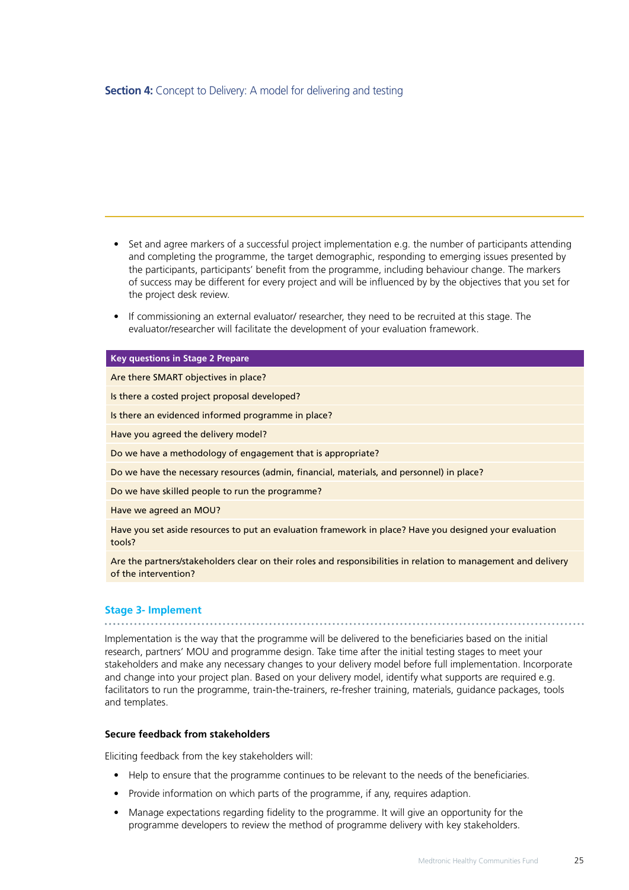- Set and agree markers of a successful project implementation e.g. the number of participants attending and completing the programme, the target demographic, responding to emerging issues presented by the participants, participants' benefit from the programme, including behaviour change. The markers of success may be different for every project and will be influenced by by the objectives that you set for the project desk review.
- If commissioning an external evaluator/ researcher, they need to be recruited at this stage. The evaluator/researcher will facilitate the development of your evaluation framework.

| Key questions in Stage 2 Prepare |
|---|
| Are there SMART objectives in place? |
| Is there a costed project proposal developed? |
| Is there an evidenced informed programme in place? |
| Have you agreed the delivery model? |
| Do we have a methodology of engagement that is appropriate? |
| Do we have the necessary resources (admin, financial, materials, and personnel) in place? |
| Do we have skilled people to run the programme? |
| Have we agreed an MOU? |
| Have you set aside resources to put an evaluation framework in place? Have you designed your evaluation tools? |
| Are the partners/stakeholders clear on their roles and responsibilities in relation to management and delivery of the intervention? |

## Stage 3- Implement

Implementation is the way that the programme will be delivered to the beneficiaries based on the initial research, partners' MOU and programme design. Take time after the initial testing stages to meet your stakeholders and make any necessary changes to your delivery model before full implementation. Incorporate and change into your project plan. Based on your delivery model, identify what supports are required e.g. facilitators to run the programme, train-the-trainers, re-fresher training, materials, guidance packages, tools and templates.

### Secure feedback from stakeholders

Eliciting feedback from the key stakeholders will:

- Help to ensure that the programme continues to be relevant to the needs of the beneficiaries.
- Provide information on which parts of the programme, if any, requires adaption.
- Manage expectations regarding fidelity to the programme. It will give an opportunity for the programme developers to review the method of programme delivery with key stakeholders.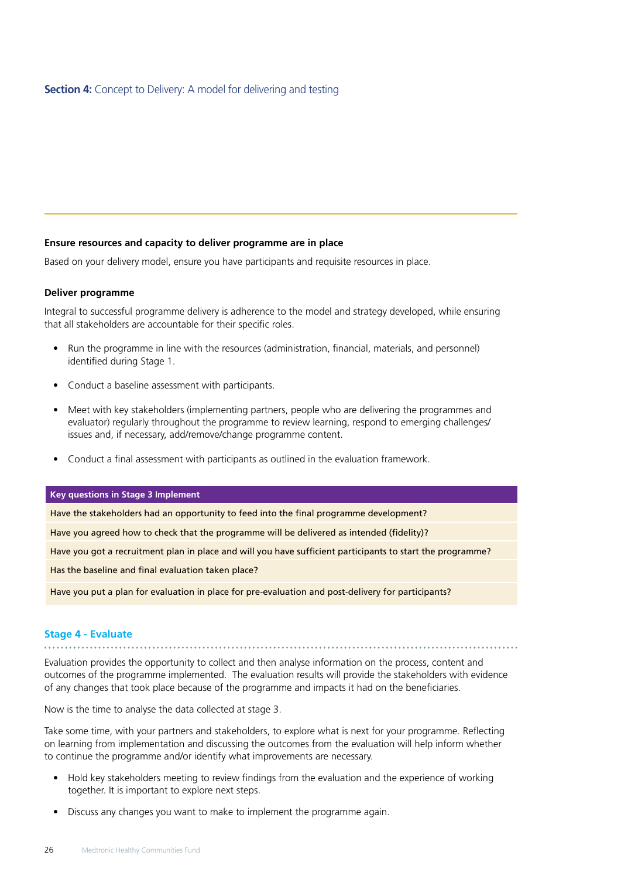**Section 4:** Concept to Delivery: A model for delivering and testing

**Ensure resources and capacity to deliver programme are in place**

Based on your delivery model, ensure you have participants and requisite resources in place.

**Deliver programme**

Integral to successful programme delivery is adherence to the model and strategy developed, while ensuring that all stakeholders are accountable for their specific roles.

- Run the programme in line with the resources (administration, financial, materials, and personnel) identified during Stage 1.
- Conduct a baseline assessment with participants.
- Meet with key stakeholders (implementing partners, people who are delivering the programmes and evaluator) regularly throughout the programme to review learning, respond to emerging challenges/ issues and, if necessary, add/remove/change programme content.
- Conduct a final assessment with participants as outlined in the evaluation framework.

| Key questions in Stage 3 Implement |
|---|
| Have the stakeholders had an opportunity to feed into the final programme development? |
| Have you agreed how to check that the programme will be delivered as intended (fidelity)? |
| Have you got a recruitment plan in place and will you have sufficient participants to start the programme? |
| Has the baseline and final evaluation taken place? |
| Have you put a plan for evaluation in place for pre-evaluation and post-delivery for participants? |

## Stage 4 - Evaluate

Evaluation provides the opportunity to collect and then analyse information on the process, content and outcomes of the programme implemented. The evaluation results will provide the stakeholders with evidence of any changes that took place because of the programme and impacts it had on the beneficiaries.

Now is the time to analyse the data collected at stage 3.

Take some time, with your partners and stakeholders, to explore what is next for your programme. Reflecting on learning from implementation and discussing the outcomes from the evaluation will help inform whether to continue the programme and/or identify what improvements are necessary.

- Hold key stakeholders meeting to review findings from the evaluation and the experience of working together. It is important to explore next steps.
- Discuss any changes you want to make to implement the programme again.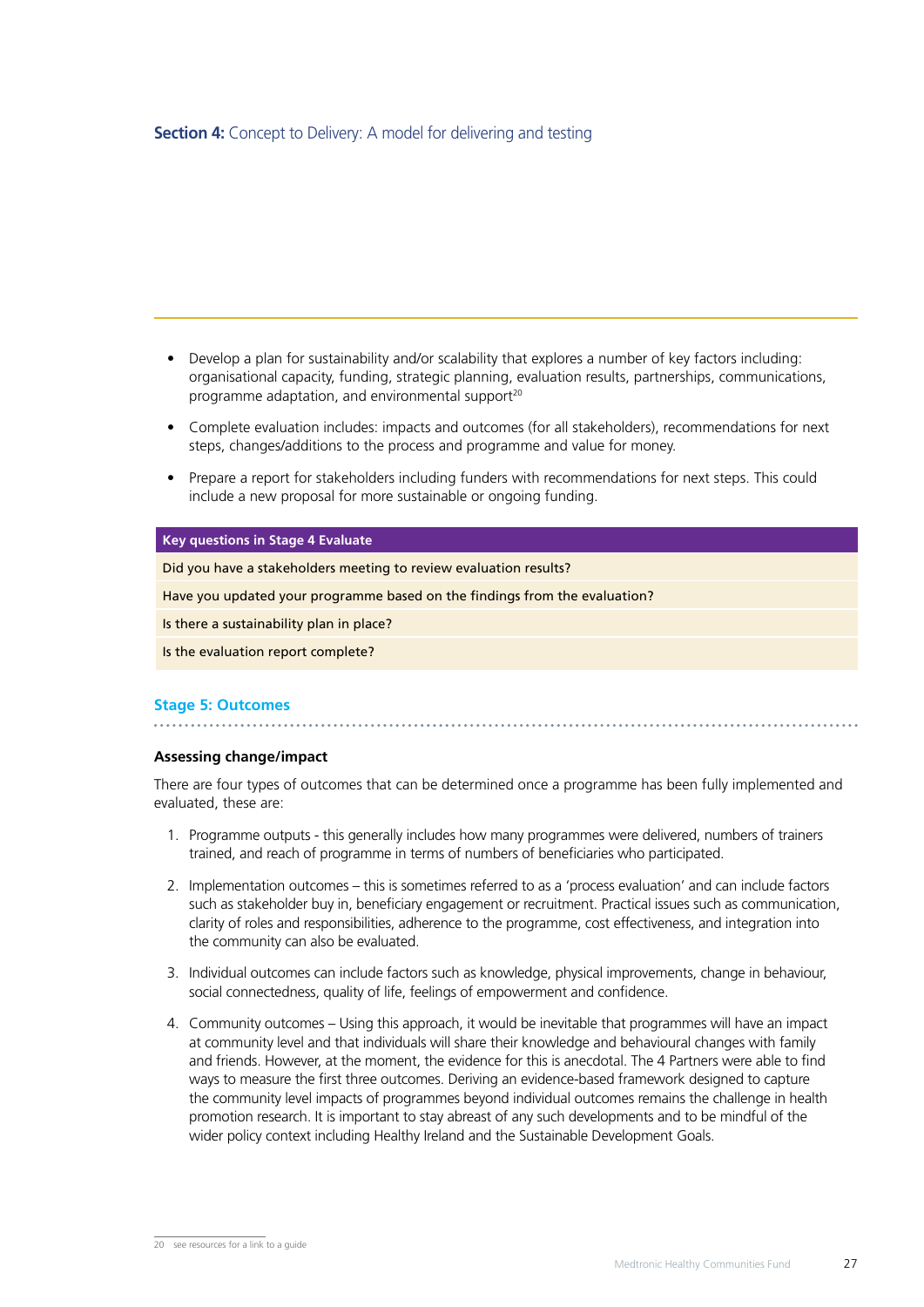- Develop a plan for sustainability and/or scalability that explores a number of key factors including: organisational capacity, funding, strategic planning, evaluation results, partnerships, communications, programme adaptation, and environmental support[20]
- Complete evaluation includes: impacts and outcomes (for all stakeholders), recommendations for next steps, changes/additions to the process and programme and value for money.
- Prepare a report for stakeholders including funders with recommendations for next steps. This could include a new proposal for more sustainable or ongoing funding.

| Key questions in Stage 4 Evaluate |
|---|
| Did you have a stakeholders meeting to review evaluation results? |
| Have you updated your programme based on the findings from the evaluation? |
| Is there a sustainability plan in place? |
| Is the evaluation report complete? |

## Stage 5: Outcomes

### Assessing change/impact

There are four types of outcomes that can be determined once a programme has been fully implemented and evaluated, these are:

1. Programme outputs - this generally includes how many programmes were delivered, numbers of trainers trained, and reach of programme in terms of numbers of beneficiaries who participated.
2. Implementation outcomes – this is sometimes referred to as a 'process evaluation' and can include factors such as stakeholder buy in, beneficiary engagement or recruitment. Practical issues such as communication, clarity of roles and responsibilities, adherence to the programme, cost effectiveness, and integration into the community can also be evaluated.
3. Individual outcomes can include factors such as knowledge, physical improvements, change in behaviour, social connectedness, quality of life, feelings of empowerment and confidence.
4. Community outcomes – Using this approach, it would be inevitable that programmes will have an impact at community level and that individuals will share their knowledge and behavioural changes with family and friends. However, at the moment, the evidence for this is anecdotal. The 4 Partners were able to find ways to measure the first three outcomes. Deriving an evidence-based framework designed to capture the community level impacts of programmes beyond individual outcomes remains the challenge in health promotion research. It is important to stay abreast of any such developments and to be mindful of the wider policy context including Healthy Ireland and the Sustainable Development Goals.

20 see resources for a link to a guide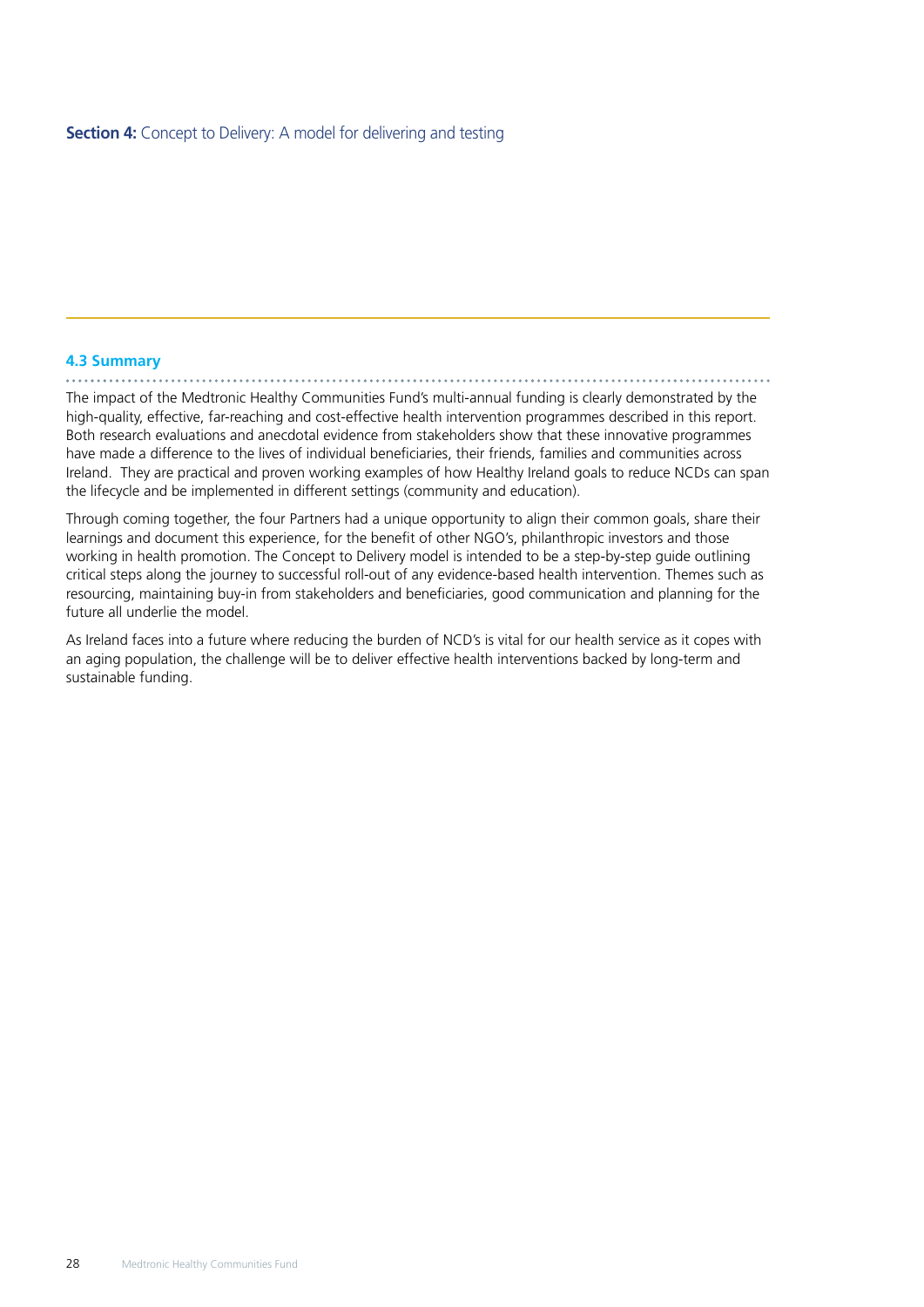**Section 4:** Concept to Delivery: A model for delivering and testing

### 4.3 Summary

The impact of the Medtronic Healthy Communities Fund's multi-annual funding is clearly demonstrated by the high-quality, effective, far-reaching and cost-effective health intervention programmes described in this report. Both research evaluations and anecdotal evidence from stakeholders show that these innovative programmes have made a difference to the lives of individual beneficiaries, their friends, families and communities across Ireland. They are practical and proven working examples of how Healthy Ireland goals to reduce NCDs can span the lifecycle and be implemented in different settings (community and education).

Through coming together, the four Partners had a unique opportunity to align their common goals, share their learnings and document this experience, for the benefit of other NGO's, philanthropic investors and those working in health promotion. The Concept to Delivery model is intended to be a step-by-step guide outlining critical steps along the journey to successful roll-out of any evidence-based health intervention. Themes such as resourcing, maintaining buy-in from stakeholders and beneficiaries, good communication and planning for the future all underlie the model.

As Ireland faces into a future where reducing the burden of NCD's is vital for our health service as it copes with an aging population, the challenge will be to deliver effective health interventions backed by long-term and sustainable funding.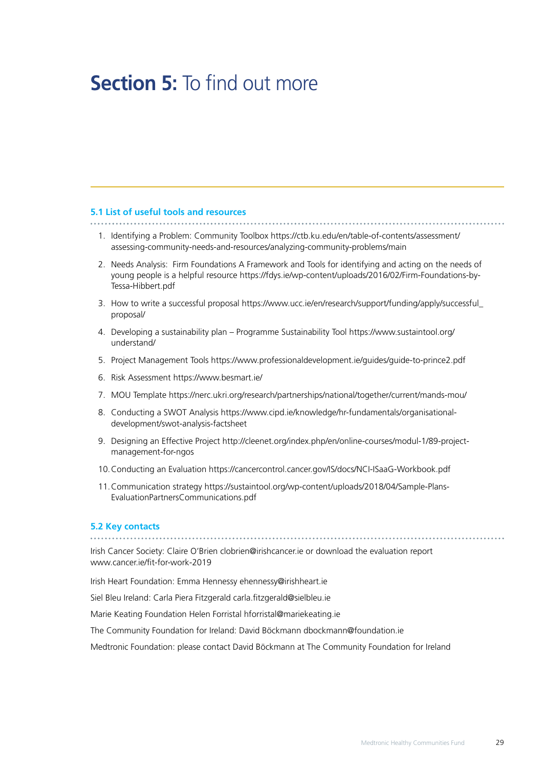# **Section 5:** To find out more

## 5.1 List of useful tools and resources

1. Identifying a Problem: Community Toolbox https://ctb.ku.edu/en/table-of-contents/assessment/assessing-community-needs-and-resources/analyzing-community-problems/main
2. Needs Analysis: Firm Foundations A Framework and Tools for identifying and acting on the needs of young people is a helpful resource https://fdys.ie/wp-content/uploads/2016/02/Firm-Foundations-by-Tessa-Hibbert.pdf
3. How to write a successful proposal https://www.ucc.ie/en/research/support/funding/apply/successful_proposal/
4. Developing a sustainability plan – Programme Sustainability Tool https://www.sustaintool.org/understand/
5. Project Management Tools https://www.professionaldevelopment.ie/guides/guide-to-prince2.pdf
6. Risk Assessment https://www.besmart.ie/
7. MOU Template https://nerc.ukri.org/research/partnerships/national/together/current/mands-mou/
8. Conducting a SWOT Analysis https://www.cipd.ie/knowledge/hr-fundamentals/organisational-development/swot-analysis-factsheet
9. Designing an Effective Project http://cleenet.org/index.php/en/online-courses/modul-1/89-project-management-for-ngos
10. Conducting an Evaluation https://cancercontrol.cancer.gov/IS/docs/NCI-ISaaG-Workbook.pdf
11. Communication strategy https://sustaintool.org/wp-content/uploads/2018/04/Sample-Plans-EvaluationPartnersCommunications.pdf

## 5.2 Key contacts

Irish Cancer Society: Claire O'Brien clobrien@irishcancer.ie or download the evaluation report www.cancer.ie/fit-for-work-2019

Irish Heart Foundation: Emma Hennessy ehennessy@irishheart.ie

Siel Bleu Ireland: Carla Piera Fitzgerald carla.fitzgerald@sielbleu.ie

Marie Keating Foundation Helen Forristal hforristal@mariekeating.ie

The Community Foundation for Ireland: David Böckmann dbockmann@foundation.ie

Medtronic Foundation: please contact David Böckmann at The Community Foundation for Ireland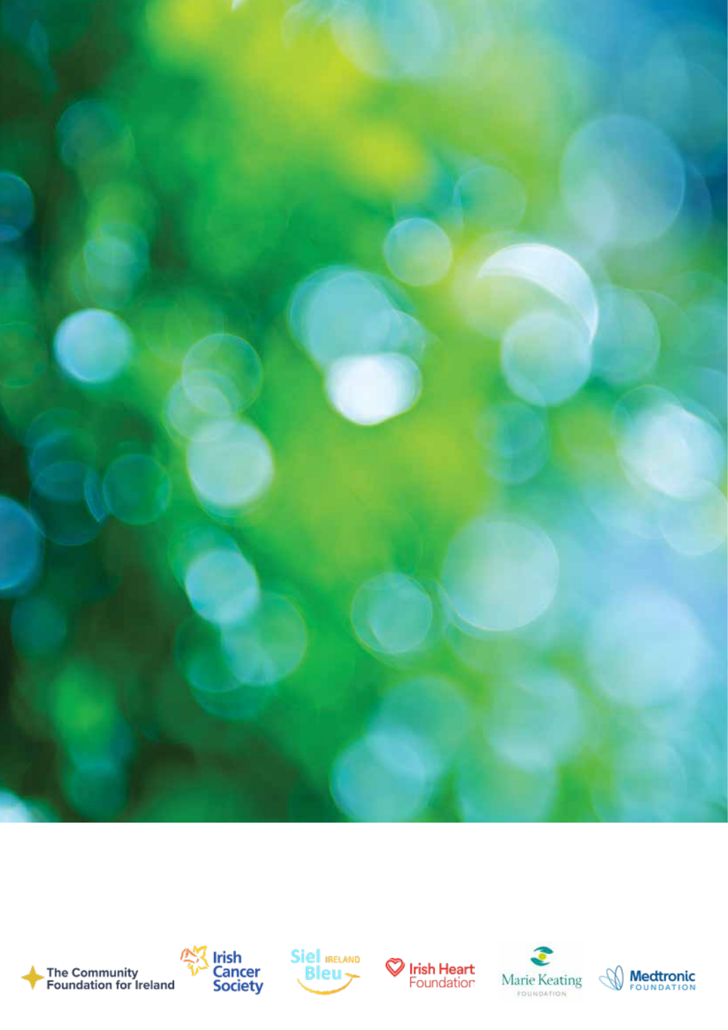The Community Foundation for Ireland

Irish Cancer Society

Siel Bleu Ireland

Irish Heart Foundation

Marie Keating Foundation

Medtronic Foundation